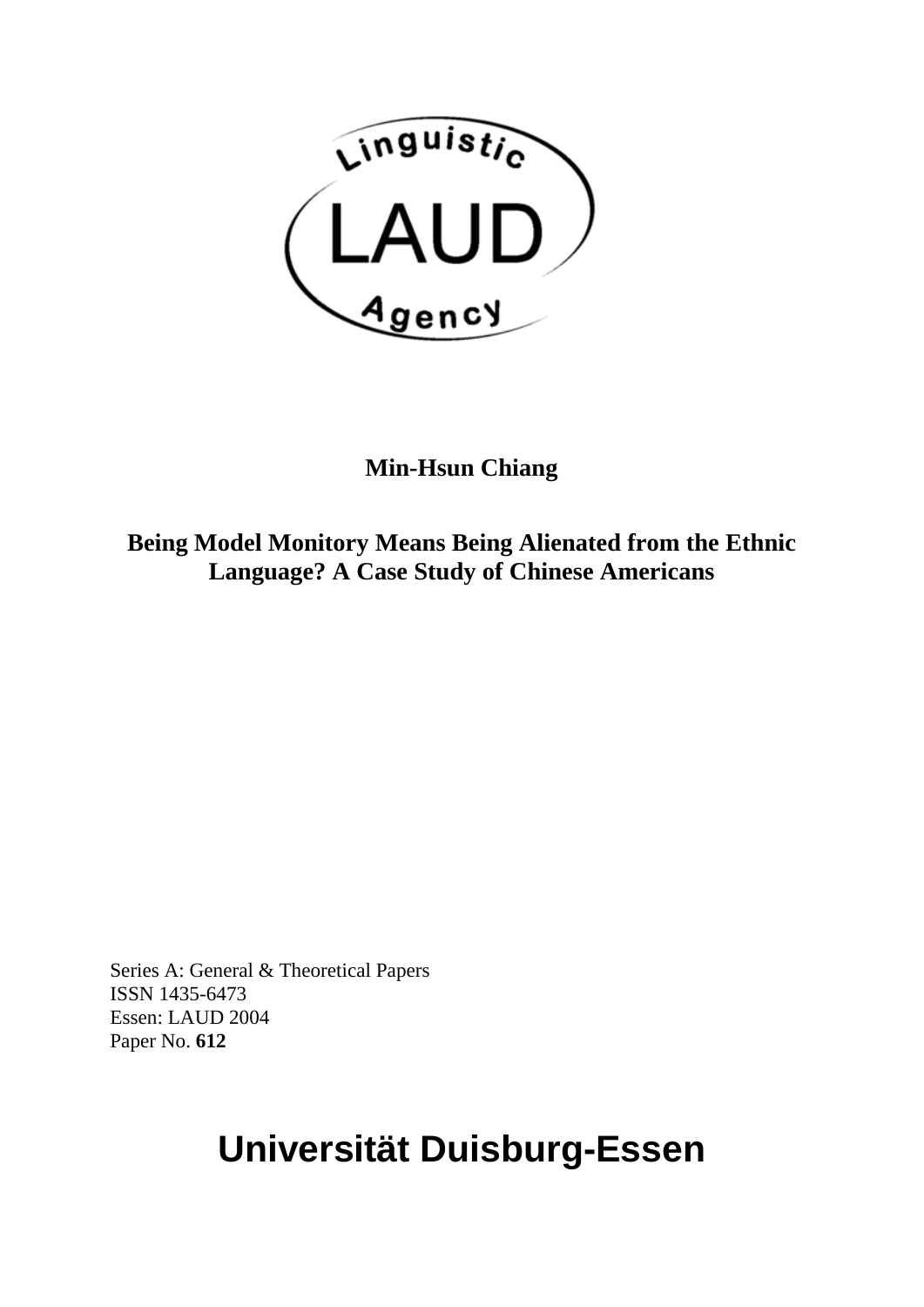Linguistic

LAUD

Agency

**Min-Hsun Chiang**

**Being Model Monitory Means Being Alienated from the Ethnic Language? A Case Study of Chinese Americans**

Series A: General & Theoretical Papers
ISSN 1435-6473
Essen: LAUD 2004
Paper No. **612**

# Universität Duisburg-Essen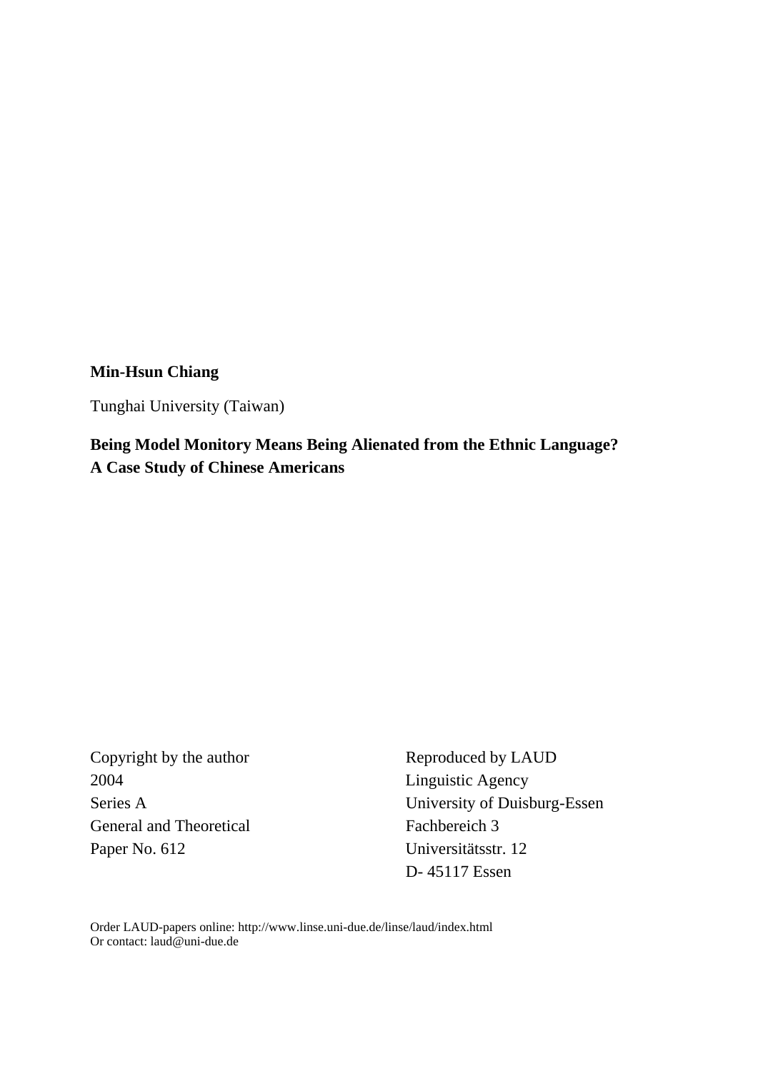**Min-Hsun Chiang**

Tunghai University (Taiwan)

**Being Model Monitory Means Being Alienated from the Ethnic Language?**
**A Case Study of Chinese Americans**

Copyright by the author
2004
Series A
General and Theoretical
Paper No. 612

Reproduced by LAUD
Linguistic Agency
University of Duisburg-Essen
Fachbereich 3
Universitätsstr. 12
D- 45117 Essen

Order LAUD-papers online: http://www.linse.uni-due.de/linse/laud/index.html
Or contact: laud@uni-due.de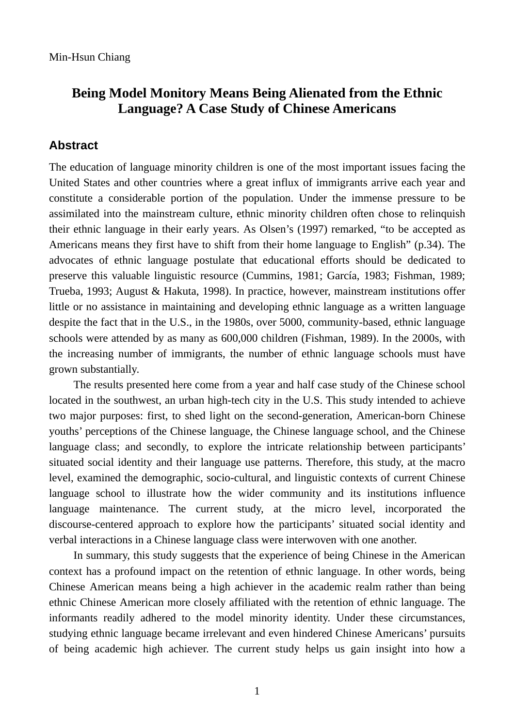Min-Hsun Chiang

# Being Model Monitory Means Being Alienated from the Ethnic Language? A Case Study of Chinese Americans

## Abstract

The education of language minority children is one of the most important issues facing the United States and other countries where a great influx of immigrants arrive each year and constitute a considerable portion of the population. Under the immense pressure to be assimilated into the mainstream culture, ethnic minority children often chose to relinquish their ethnic language in their early years. As Olsen's (1997) remarked, "to be accepted as Americans means they first have to shift from their home language to English" (p.34). The advocates of ethnic language postulate that educational efforts should be dedicated to preserve this valuable linguistic resource (Cummins, 1981; García, 1983; Fishman, 1989; Trueba, 1993; August & Hakuta, 1998). In practice, however, mainstream institutions offer little or no assistance in maintaining and developing ethnic language as a written language despite the fact that in the U.S., in the 1980s, over 5000, community-based, ethnic language schools were attended by as many as 600,000 children (Fishman, 1989). In the 2000s, with the increasing number of immigrants, the number of ethnic language schools must have grown substantially.

The results presented here come from a year and half case study of the Chinese school located in the southwest, an urban high-tech city in the U.S. This study intended to achieve two major purposes: first, to shed light on the second-generation, American-born Chinese youths' perceptions of the Chinese language, the Chinese language school, and the Chinese language class; and secondly, to explore the intricate relationship between participants' situated social identity and their language use patterns. Therefore, this study, at the macro level, examined the demographic, socio-cultural, and linguistic contexts of current Chinese language school to illustrate how the wider community and its institutions influence language maintenance. The current study, at the micro level, incorporated the discourse-centered approach to explore how the participants' situated social identity and verbal interactions in a Chinese language class were interwoven with one another.

In summary, this study suggests that the experience of being Chinese in the American context has a profound impact on the retention of ethnic language. In other words, being Chinese American means being a high achiever in the academic realm rather than being ethnic Chinese American more closely affiliated with the retention of ethnic language. The informants readily adhered to the model minority identity. Under these circumstances, studying ethnic language became irrelevant and even hindered Chinese Americans' pursuits of being academic high achiever. The current study helps us gain insight into how a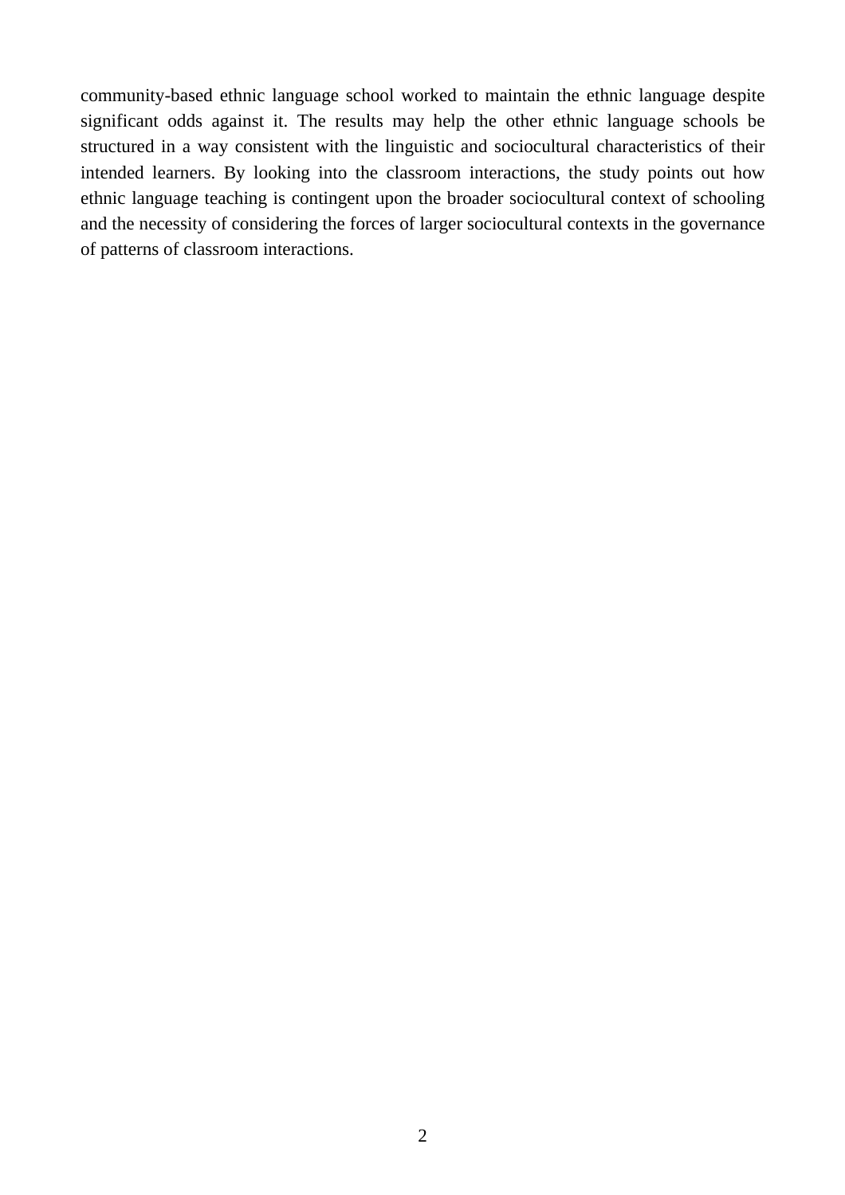community-based ethnic language school worked to maintain the ethnic language despite significant odds against it. The results may help the other ethnic language schools be structured in a way consistent with the linguistic and sociocultural characteristics of their intended learners. By looking into the classroom interactions, the study points out how ethnic language teaching is contingent upon the broader sociocultural context of schooling and the necessity of considering the forces of larger sociocultural contexts in the governance of patterns of classroom interactions.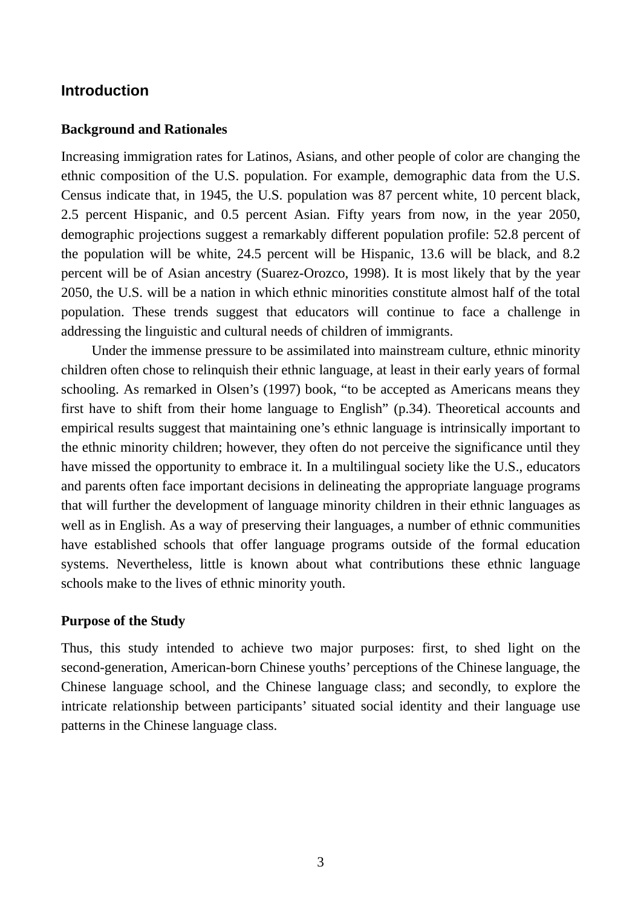## Introduction

### Background and Rationales

Increasing immigration rates for Latinos, Asians, and other people of color are changing the ethnic composition of the U.S. population. For example, demographic data from the U.S. Census indicate that, in 1945, the U.S. population was 87 percent white, 10 percent black, 2.5 percent Hispanic, and 0.5 percent Asian. Fifty years from now, in the year 2050, demographic projections suggest a remarkably different population profile: 52.8 percent of the population will be white, 24.5 percent will be Hispanic, 13.6 will be black, and 8.2 percent will be of Asian ancestry (Suarez-Orozco, 1998). It is most likely that by the year 2050, the U.S. will be a nation in which ethnic minorities constitute almost half of the total population. These trends suggest that educators will continue to face a challenge in addressing the linguistic and cultural needs of children of immigrants.

Under the immense pressure to be assimilated into mainstream culture, ethnic minority children often chose to relinquish their ethnic language, at least in their early years of formal schooling. As remarked in Olsen's (1997) book, "to be accepted as Americans means they first have to shift from their home language to English" (p.34). Theoretical accounts and empirical results suggest that maintaining one's ethnic language is intrinsically important to the ethnic minority children; however, they often do not perceive the significance until they have missed the opportunity to embrace it. In a multilingual society like the U.S., educators and parents often face important decisions in delineating the appropriate language programs that will further the development of language minority children in their ethnic languages as well as in English. As a way of preserving their languages, a number of ethnic communities have established schools that offer language programs outside of the formal education systems. Nevertheless, little is known about what contributions these ethnic language schools make to the lives of ethnic minority youth.

### Purpose of the Study

Thus, this study intended to achieve two major purposes: first, to shed light on the second-generation, American-born Chinese youths' perceptions of the Chinese language, the Chinese language school, and the Chinese language class; and secondly, to explore the intricate relationship between participants' situated social identity and their language use patterns in the Chinese language class.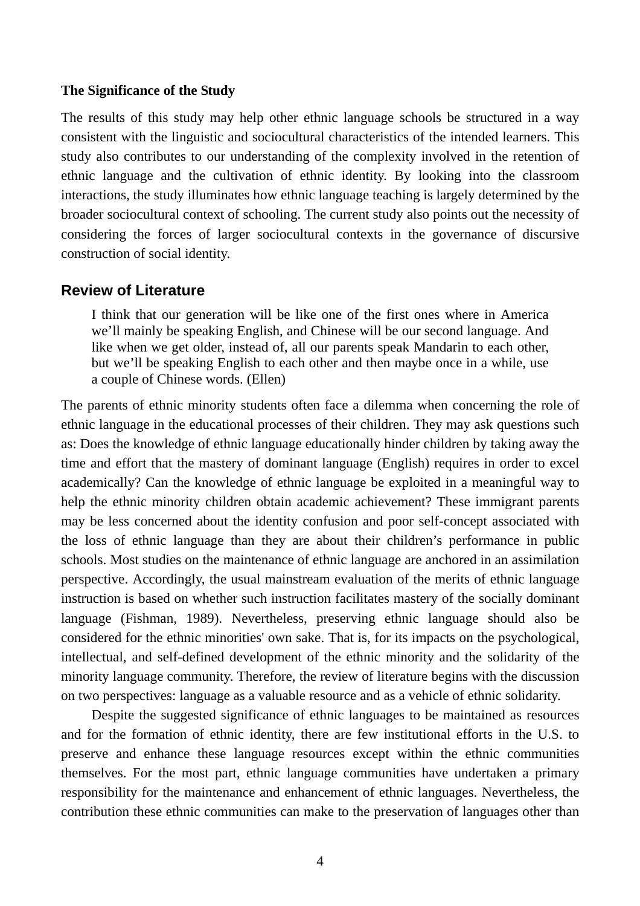**The Significance of the Study**

The results of this study may help other ethnic language schools be structured in a way consistent with the linguistic and sociocultural characteristics of the intended learners. This study also contributes to our understanding of the complexity involved in the retention of ethnic language and the cultivation of ethnic identity. By looking into the classroom interactions, the study illuminates how ethnic language teaching is largely determined by the broader sociocultural context of schooling. The current study also points out the necessity of considering the forces of larger sociocultural contexts in the governance of discursive construction of social identity.

## Review of Literature

> I think that our generation will be like one of the first ones where in America we'll mainly be speaking English, and Chinese will be our second language. And like when we get older, instead of, all our parents speak Mandarin to each other, but we'll be speaking English to each other and then maybe once in a while, use a couple of Chinese words. (Ellen)

The parents of ethnic minority students often face a dilemma when concerning the role of ethnic language in the educational processes of their children. They may ask questions such as: Does the knowledge of ethnic language educationally hinder children by taking away the time and effort that the mastery of dominant language (English) requires in order to excel academically? Can the knowledge of ethnic language be exploited in a meaningful way to help the ethnic minority children obtain academic achievement? These immigrant parents may be less concerned about the identity confusion and poor self-concept associated with the loss of ethnic language than they are about their children's performance in public schools. Most studies on the maintenance of ethnic language are anchored in an assimilation perspective. Accordingly, the usual mainstream evaluation of the merits of ethnic language instruction is based on whether such instruction facilitates mastery of the socially dominant language (Fishman, 1989). Nevertheless, preserving ethnic language should also be considered for the ethnic minorities' own sake. That is, for its impacts on the psychological, intellectual, and self-defined development of the ethnic minority and the solidarity of the minority language community. Therefore, the review of literature begins with the discussion on two perspectives: language as a valuable resource and as a vehicle of ethnic solidarity.

Despite the suggested significance of ethnic languages to be maintained as resources and for the formation of ethnic identity, there are few institutional efforts in the U.S. to preserve and enhance these language resources except within the ethnic communities themselves. For the most part, ethnic language communities have undertaken a primary responsibility for the maintenance and enhancement of ethnic languages. Nevertheless, the contribution these ethnic communities can make to the preservation of languages other than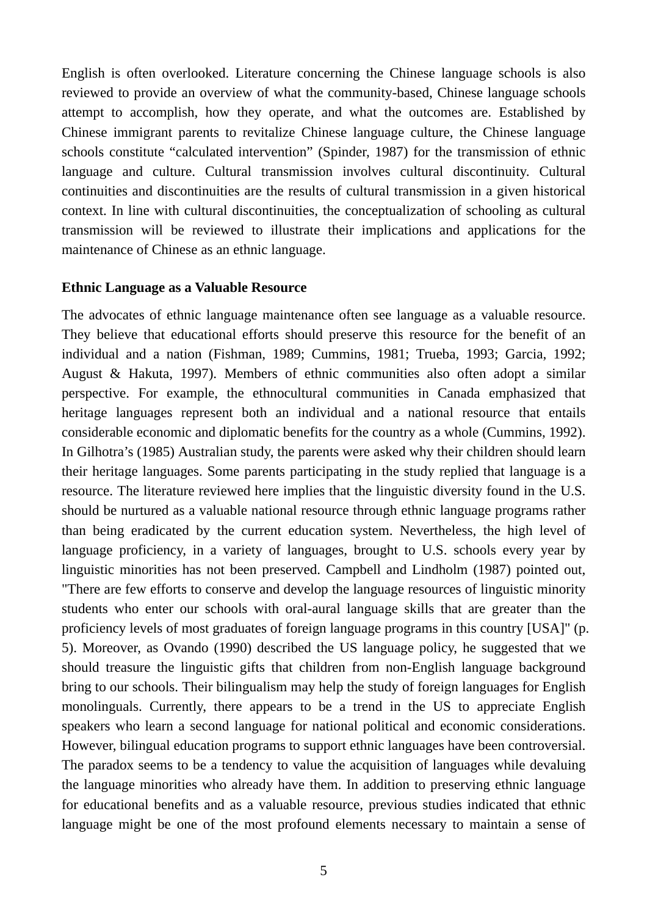English is often overlooked. Literature concerning the Chinese language schools is also reviewed to provide an overview of what the community-based, Chinese language schools attempt to accomplish, how they operate, and what the outcomes are. Established by Chinese immigrant parents to revitalize Chinese language culture, the Chinese language schools constitute “calculated intervention” (Spinder, 1987) for the transmission of ethnic language and culture. Cultural transmission involves cultural discontinuity. Cultural continuities and discontinuities are the results of cultural transmission in a given historical context. In line with cultural discontinuities, the conceptualization of schooling as cultural transmission will be reviewed to illustrate their implications and applications for the maintenance of Chinese as an ethnic language.

**Ethnic Language as a Valuable Resource**

The advocates of ethnic language maintenance often see language as a valuable resource. They believe that educational efforts should preserve this resource for the benefit of an individual and a nation (Fishman, 1989; Cummins, 1981; Trueba, 1993; Garcia, 1992; August & Hakuta, 1997). Members of ethnic communities also often adopt a similar perspective. For example, the ethnocultural communities in Canada emphasized that heritage languages represent both an individual and a national resource that entails considerable economic and diplomatic benefits for the country as a whole (Cummins, 1992). In Gilhotra’s (1985) Australian study, the parents were asked why their children should learn their heritage languages. Some parents participating in the study replied that language is a resource. The literature reviewed here implies that the linguistic diversity found in the U.S. should be nurtured as a valuable national resource through ethnic language programs rather than being eradicated by the current education system. Nevertheless, the high level of language proficiency, in a variety of languages, brought to U.S. schools every year by linguistic minorities has not been preserved. Campbell and Lindholm (1987) pointed out, "There are few efforts to conserve and develop the language resources of linguistic minority students who enter our schools with oral-aural language skills that are greater than the proficiency levels of most graduates of foreign language programs in this country [USA]" (p. 5). Moreover, as Ovando (1990) described the US language policy, he suggested that we should treasure the linguistic gifts that children from non-English language background bring to our schools. Their bilingualism may help the study of foreign languages for English monolinguals. Currently, there appears to be a trend in the US to appreciate English speakers who learn a second language for national political and economic considerations. However, bilingual education programs to support ethnic languages have been controversial. The paradox seems to be a tendency to value the acquisition of languages while devaluing the language minorities who already have them. In addition to preserving ethnic language for educational benefits and as a valuable resource, previous studies indicated that ethnic language might be one of the most profound elements necessary to maintain a sense of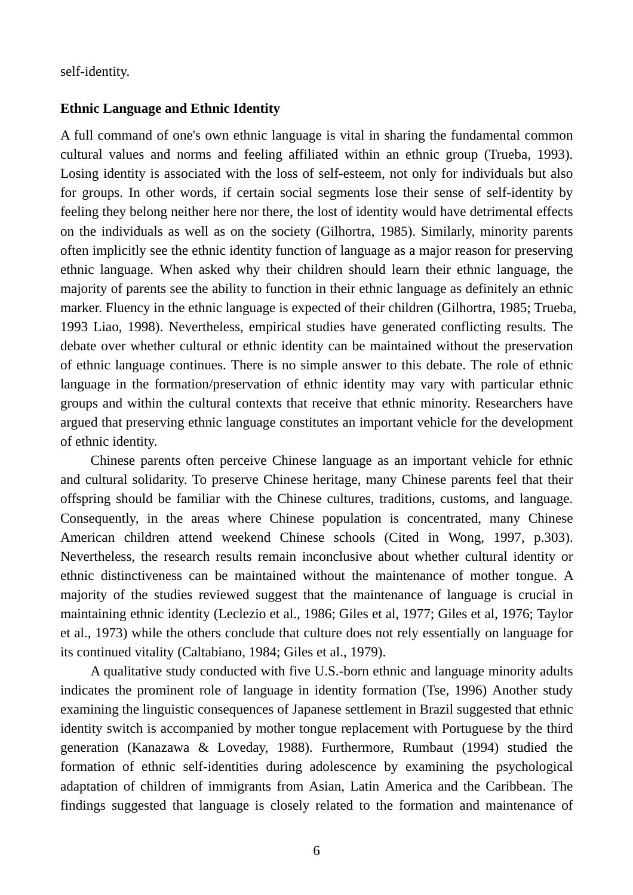self-identity.

**Ethnic Language and Ethnic Identity**

A full command of one's own ethnic language is vital in sharing the fundamental common cultural values and norms and feeling affiliated within an ethnic group (Trueba, 1993). Losing identity is associated with the loss of self-esteem, not only for individuals but also for groups. In other words, if certain social segments lose their sense of self-identity by feeling they belong neither here nor there, the lost of identity would have detrimental effects on the individuals as well as on the society (Gilhortra, 1985). Similarly, minority parents often implicitly see the ethnic identity function of language as a major reason for preserving ethnic language. When asked why their children should learn their ethnic language, the majority of parents see the ability to function in their ethnic language as definitely an ethnic marker. Fluency in the ethnic language is expected of their children (Gilhortra, 1985; Trueba, 1993 Liao, 1998). Nevertheless, empirical studies have generated conflicting results. The debate over whether cultural or ethnic identity can be maintained without the preservation of ethnic language continues. There is no simple answer to this debate. The role of ethnic language in the formation/preservation of ethnic identity may vary with particular ethnic groups and within the cultural contexts that receive that ethnic minority. Researchers have argued that preserving ethnic language constitutes an important vehicle for the development of ethnic identity.

Chinese parents often perceive Chinese language as an important vehicle for ethnic and cultural solidarity. To preserve Chinese heritage, many Chinese parents feel that their offspring should be familiar with the Chinese cultures, traditions, customs, and language. Consequently, in the areas where Chinese population is concentrated, many Chinese American children attend weekend Chinese schools (Cited in Wong, 1997, p.303). Nevertheless, the research results remain inconclusive about whether cultural identity or ethnic distinctiveness can be maintained without the maintenance of mother tongue. A majority of the studies reviewed suggest that the maintenance of language is crucial in maintaining ethnic identity (Leclezio et al., 1986; Giles et al, 1977; Giles et al, 1976; Taylor et al., 1973) while the others conclude that culture does not rely essentially on language for its continued vitality (Caltabiano, 1984; Giles et al., 1979).

A qualitative study conducted with five U.S.-born ethnic and language minority adults indicates the prominent role of language in identity formation (Tse, 1996) Another study examining the linguistic consequences of Japanese settlement in Brazil suggested that ethnic identity switch is accompanied by mother tongue replacement with Portuguese by the third generation (Kanazawa & Loveday, 1988). Furthermore, Rumbaut (1994) studied the formation of ethnic self-identities during adolescence by examining the psychological adaptation of children of immigrants from Asian, Latin America and the Caribbean. The findings suggested that language is closely related to the formation and maintenance of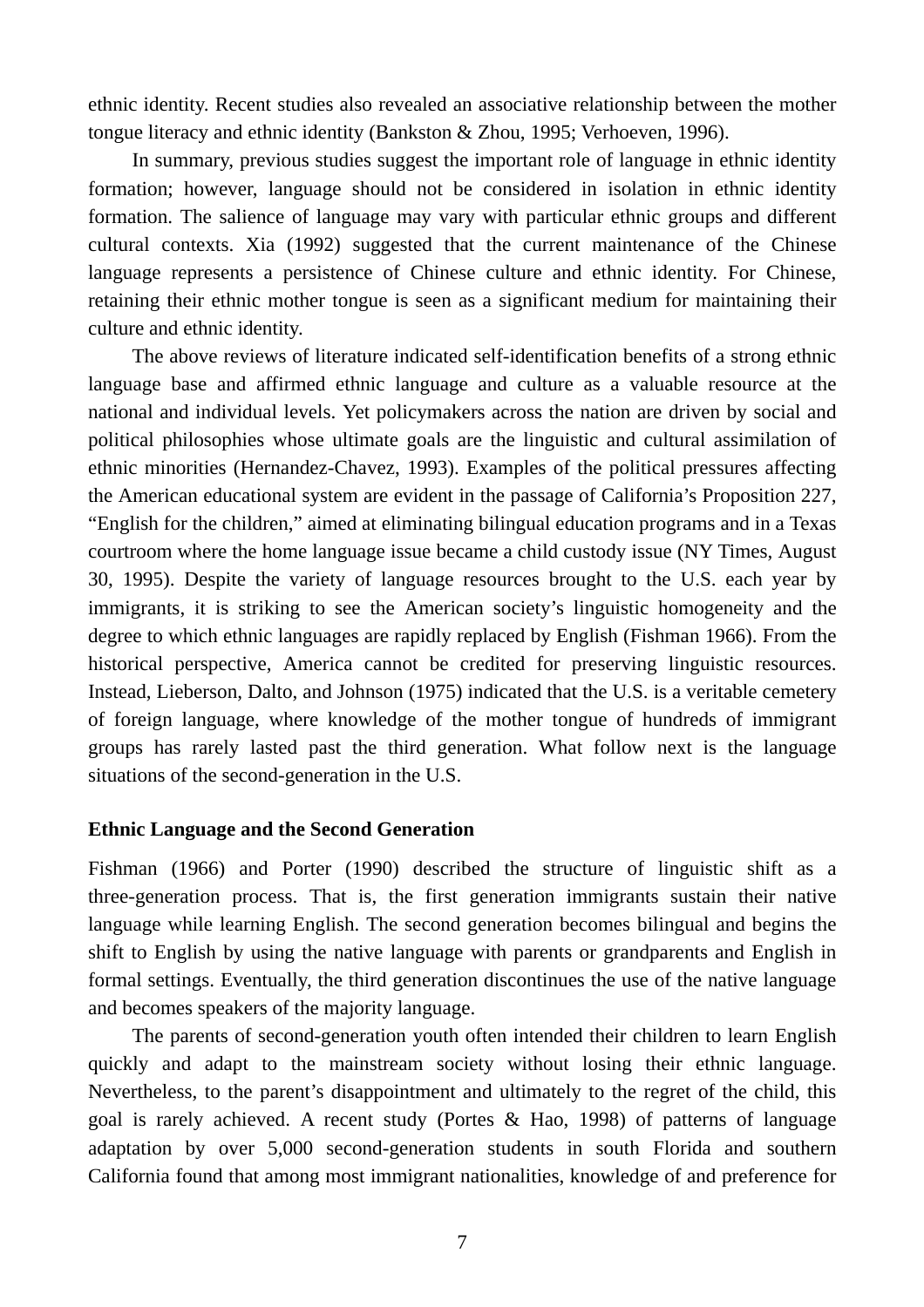ethnic identity. Recent studies also revealed an associative relationship between the mother tongue literacy and ethnic identity (Bankston & Zhou, 1995; Verhoeven, 1996).

In summary, previous studies suggest the important role of language in ethnic identity formation; however, language should not be considered in isolation in ethnic identity formation. The salience of language may vary with particular ethnic groups and different cultural contexts. Xia (1992) suggested that the current maintenance of the Chinese language represents a persistence of Chinese culture and ethnic identity. For Chinese, retaining their ethnic mother tongue is seen as a significant medium for maintaining their culture and ethnic identity.

The above reviews of literature indicated self-identification benefits of a strong ethnic language base and affirmed ethnic language and culture as a valuable resource at the national and individual levels. Yet policymakers across the nation are driven by social and political philosophies whose ultimate goals are the linguistic and cultural assimilation of ethnic minorities (Hernandez-Chavez, 1993). Examples of the political pressures affecting the American educational system are evident in the passage of California's Proposition 227, "English for the children," aimed at eliminating bilingual education programs and in a Texas courtroom where the home language issue became a child custody issue (NY Times, August 30, 1995). Despite the variety of language resources brought to the U.S. each year by immigrants, it is striking to see the American society's linguistic homogeneity and the degree to which ethnic languages are rapidly replaced by English (Fishman 1966). From the historical perspective, America cannot be credited for preserving linguistic resources. Instead, Lieberson, Dalto, and Johnson (1975) indicated that the U.S. is a veritable cemetery of foreign language, where knowledge of the mother tongue of hundreds of immigrant groups has rarely lasted past the third generation. What follow next is the language situations of the second-generation in the U.S.

### Ethnic Language and the Second Generation

Fishman (1966) and Porter (1990) described the structure of linguistic shift as a three-generation process. That is, the first generation immigrants sustain their native language while learning English. The second generation becomes bilingual and begins the shift to English by using the native language with parents or grandparents and English in formal settings. Eventually, the third generation discontinues the use of the native language and becomes speakers of the majority language.

The parents of second-generation youth often intended their children to learn English quickly and adapt to the mainstream society without losing their ethnic language. Nevertheless, to the parent's disappointment and ultimately to the regret of the child, this goal is rarely achieved. A recent study (Portes & Hao, 1998) of patterns of language adaptation by over 5,000 second-generation students in south Florida and southern California found that among most immigrant nationalities, knowledge of and preference for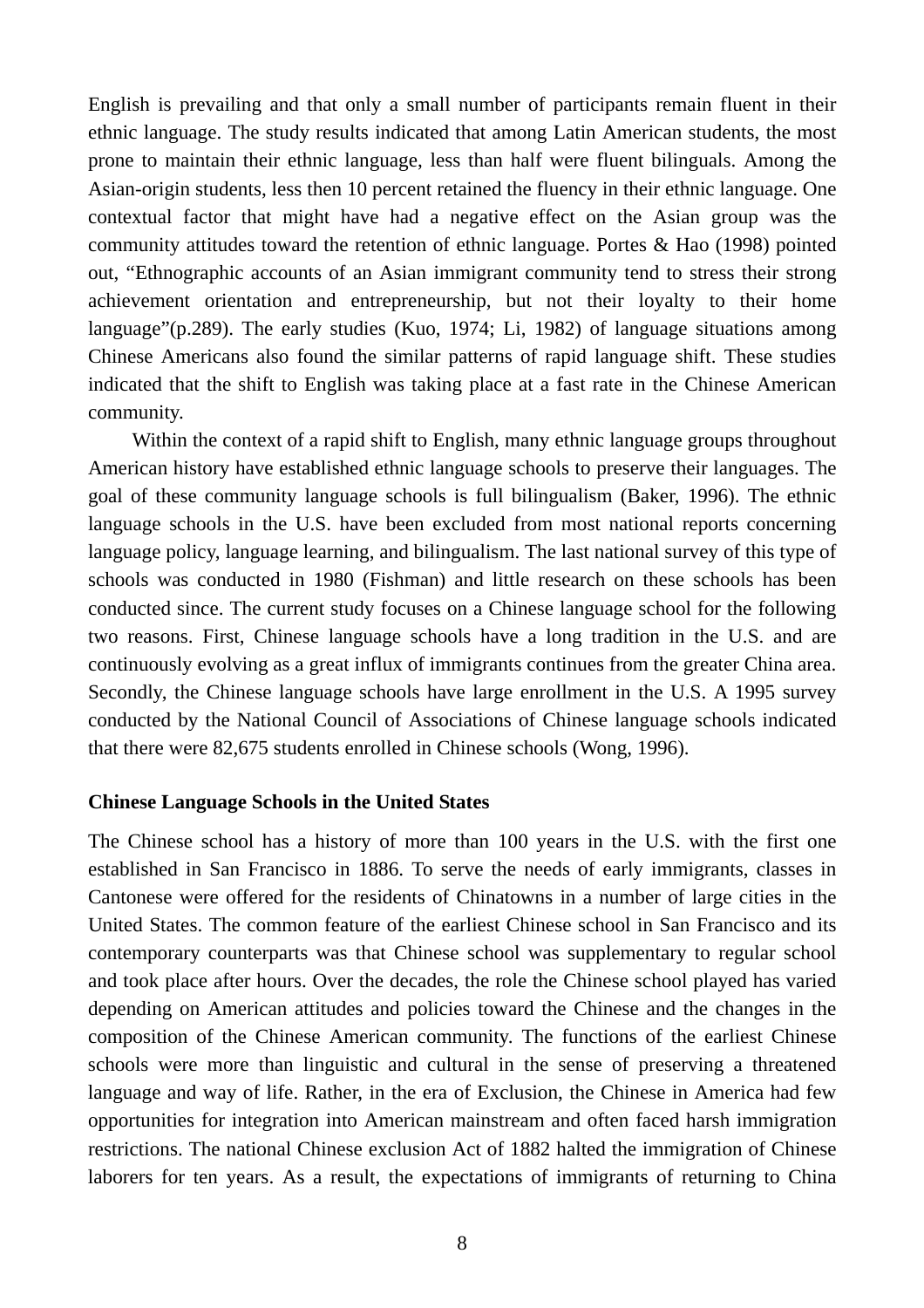English is prevailing and that only a small number of participants remain fluent in their ethnic language. The study results indicated that among Latin American students, the most prone to maintain their ethnic language, less than half were fluent bilinguals. Among the Asian-origin students, less then 10 percent retained the fluency in their ethnic language. One contextual factor that might have had a negative effect on the Asian group was the community attitudes toward the retention of ethnic language. Portes & Hao (1998) pointed out, "Ethnographic accounts of an Asian immigrant community tend to stress their strong achievement orientation and entrepreneurship, but not their loyalty to their home language"(p.289). The early studies (Kuo, 1974; Li, 1982) of language situations among Chinese Americans also found the similar patterns of rapid language shift. These studies indicated that the shift to English was taking place at a fast rate in the Chinese American community.

Within the context of a rapid shift to English, many ethnic language groups throughout American history have established ethnic language schools to preserve their languages. The goal of these community language schools is full bilingualism (Baker, 1996). The ethnic language schools in the U.S. have been excluded from most national reports concerning language policy, language learning, and bilingualism. The last national survey of this type of schools was conducted in 1980 (Fishman) and little research on these schools has been conducted since. The current study focuses on a Chinese language school for the following two reasons. First, Chinese language schools have a long tradition in the U.S. and are continuously evolving as a great influx of immigrants continues from the greater China area. Secondly, the Chinese language schools have large enrollment in the U.S. A 1995 survey conducted by the National Council of Associations of Chinese language schools indicated that there were 82,675 students enrolled in Chinese schools (Wong, 1996).

**Chinese Language Schools in the United States**

The Chinese school has a history of more than 100 years in the U.S. with the first one established in San Francisco in 1886. To serve the needs of early immigrants, classes in Cantonese were offered for the residents of Chinatowns in a number of large cities in the United States. The common feature of the earliest Chinese school in San Francisco and its contemporary counterparts was that Chinese school was supplementary to regular school and took place after hours. Over the decades, the role the Chinese school played has varied depending on American attitudes and policies toward the Chinese and the changes in the composition of the Chinese American community. The functions of the earliest Chinese schools were more than linguistic and cultural in the sense of preserving a threatened language and way of life. Rather, in the era of Exclusion, the Chinese in America had few opportunities for integration into American mainstream and often faced harsh immigration restrictions. The national Chinese exclusion Act of 1882 halted the immigration of Chinese laborers for ten years. As a result, the expectations of immigrants of returning to China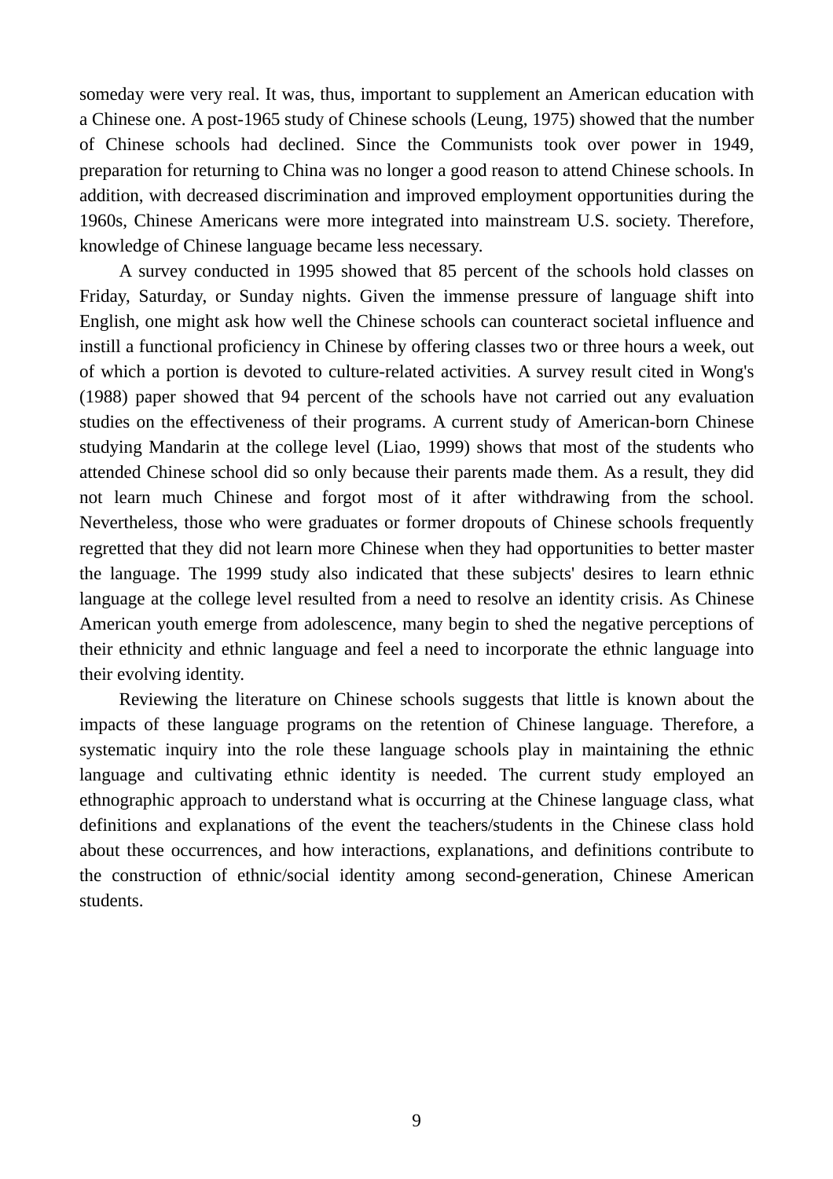someday were very real. It was, thus, important to supplement an American education with a Chinese one. A post-1965 study of Chinese schools (Leung, 1975) showed that the number of Chinese schools had declined. Since the Communists took over power in 1949, preparation for returning to China was no longer a good reason to attend Chinese schools. In addition, with decreased discrimination and improved employment opportunities during the 1960s, Chinese Americans were more integrated into mainstream U.S. society. Therefore, knowledge of Chinese language became less necessary.

A survey conducted in 1995 showed that 85 percent of the schools hold classes on Friday, Saturday, or Sunday nights. Given the immense pressure of language shift into English, one might ask how well the Chinese schools can counteract societal influence and instill a functional proficiency in Chinese by offering classes two or three hours a week, out of which a portion is devoted to culture-related activities. A survey result cited in Wong's (1988) paper showed that 94 percent of the schools have not carried out any evaluation studies on the effectiveness of their programs. A current study of American-born Chinese studying Mandarin at the college level (Liao, 1999) shows that most of the students who attended Chinese school did so only because their parents made them. As a result, they did not learn much Chinese and forgot most of it after withdrawing from the school. Nevertheless, those who were graduates or former dropouts of Chinese schools frequently regretted that they did not learn more Chinese when they had opportunities to better master the language. The 1999 study also indicated that these subjects' desires to learn ethnic language at the college level resulted from a need to resolve an identity crisis. As Chinese American youth emerge from adolescence, many begin to shed the negative perceptions of their ethnicity and ethnic language and feel a need to incorporate the ethnic language into their evolving identity.

Reviewing the literature on Chinese schools suggests that little is known about the impacts of these language programs on the retention of Chinese language. Therefore, a systematic inquiry into the role these language schools play in maintaining the ethnic language and cultivating ethnic identity is needed. The current study employed an ethnographic approach to understand what is occurring at the Chinese language class, what definitions and explanations of the event the teachers/students in the Chinese class hold about these occurrences, and how interactions, explanations, and definitions contribute to the construction of ethnic/social identity among second-generation, Chinese American students.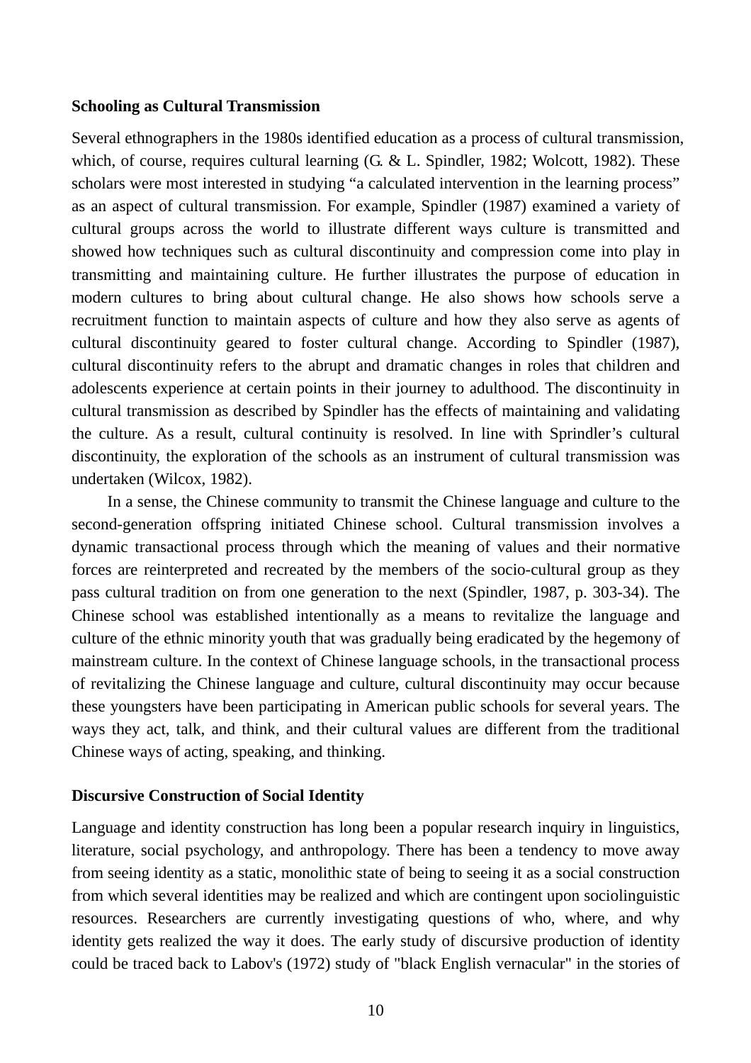**Schooling as Cultural Transmission**

Several ethnographers in the 1980s identified education as a process of cultural transmission, which, of course, requires cultural learning (G. & L. Spindler, 1982; Wolcott, 1982). These scholars were most interested in studying "a calculated intervention in the learning process" as an aspect of cultural transmission. For example, Spindler (1987) examined a variety of cultural groups across the world to illustrate different ways culture is transmitted and showed how techniques such as cultural discontinuity and compression come into play in transmitting and maintaining culture. He further illustrates the purpose of education in modern cultures to bring about cultural change. He also shows how schools serve a recruitment function to maintain aspects of culture and how they also serve as agents of cultural discontinuity geared to foster cultural change. According to Spindler (1987), cultural discontinuity refers to the abrupt and dramatic changes in roles that children and adolescents experience at certain points in their journey to adulthood. The discontinuity in cultural transmission as described by Spindler has the effects of maintaining and validating the culture. As a result, cultural continuity is resolved. In line with Sprindler's cultural discontinuity, the exploration of the schools as an instrument of cultural transmission was undertaken (Wilcox, 1982).

In a sense, the Chinese community to transmit the Chinese language and culture to the second-generation offspring initiated Chinese school. Cultural transmission involves a dynamic transactional process through which the meaning of values and their normative forces are reinterpreted and recreated by the members of the socio-cultural group as they pass cultural tradition on from one generation to the next (Spindler, 1987, p. 303-34). The Chinese school was established intentionally as a means to revitalize the language and culture of the ethnic minority youth that was gradually being eradicated by the hegemony of mainstream culture. In the context of Chinese language schools, in the transactional process of revitalizing the Chinese language and culture, cultural discontinuity may occur because these youngsters have been participating in American public schools for several years. The ways they act, talk, and think, and their cultural values are different from the traditional Chinese ways of acting, speaking, and thinking.

**Discursive Construction of Social Identity**

Language and identity construction has long been a popular research inquiry in linguistics, literature, social psychology, and anthropology. There has been a tendency to move away from seeing identity as a static, monolithic state of being to seeing it as a social construction from which several identities may be realized and which are contingent upon sociolinguistic resources. Researchers are currently investigating questions of who, where, and why identity gets realized the way it does. The early study of discursive production of identity could be traced back to Labov's (1972) study of "black English vernacular" in the stories of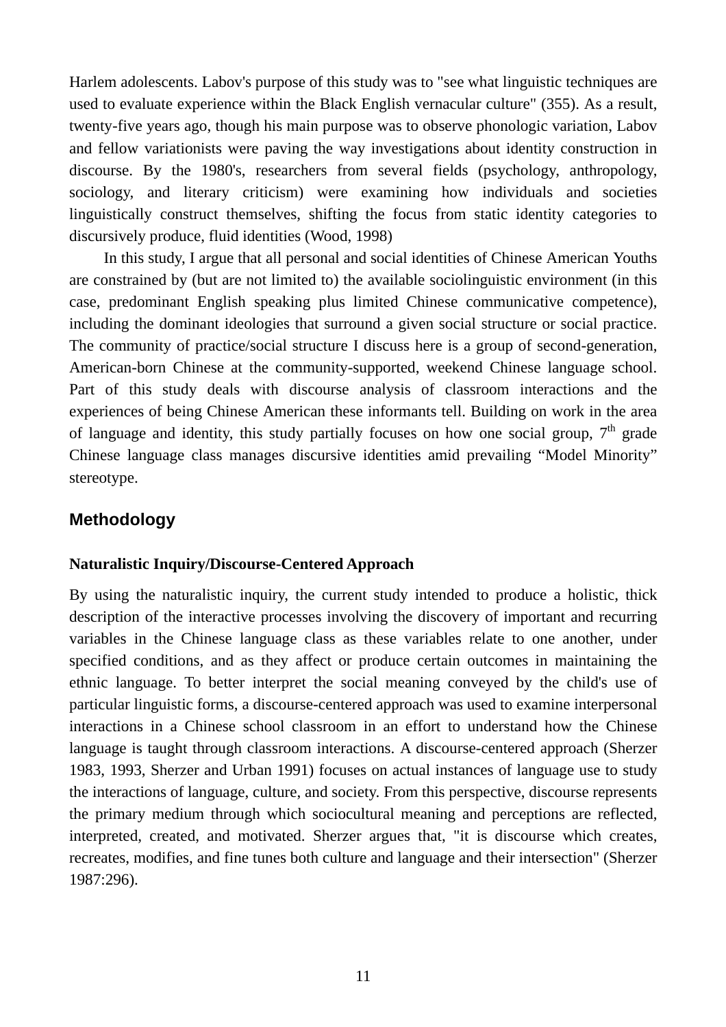Harlem adolescents. Labov's purpose of this study was to "see what linguistic techniques are used to evaluate experience within the Black English vernacular culture" (355). As a result, twenty-five years ago, though his main purpose was to observe phonologic variation, Labov and fellow variationists were paving the way investigations about identity construction in discourse. By the 1980's, researchers from several fields (psychology, anthropology, sociology, and literary criticism) were examining how individuals and societies linguistically construct themselves, shifting the focus from static identity categories to discursively produce, fluid identities (Wood, 1998)

In this study, I argue that all personal and social identities of Chinese American Youths are constrained by (but are not limited to) the available sociolinguistic environment (in this case, predominant English speaking plus limited Chinese communicative competence), including the dominant ideologies that surround a given social structure or social practice. The community of practice/social structure I discuss here is a group of second-generation, American-born Chinese at the community-supported, weekend Chinese language school. Part of this study deals with discourse analysis of classroom interactions and the experiences of being Chinese American these informants tell. Building on work in the area of language and identity, this study partially focuses on how one social group, 7th grade Chinese language class manages discursive identities amid prevailing “Model Minority” stereotype.

## Methodology

### Naturalistic Inquiry/Discourse-Centered Approach

By using the naturalistic inquiry, the current study intended to produce a holistic, thick description of the interactive processes involving the discovery of important and recurring variables in the Chinese language class as these variables relate to one another, under specified conditions, and as they affect or produce certain outcomes in maintaining the ethnic language. To better interpret the social meaning conveyed by the child's use of particular linguistic forms, a discourse-centered approach was used to examine interpersonal interactions in a Chinese school classroom in an effort to understand how the Chinese language is taught through classroom interactions. A discourse-centered approach (Sherzer 1983, 1993, Sherzer and Urban 1991) focuses on actual instances of language use to study the interactions of language, culture, and society. From this perspective, discourse represents the primary medium through which sociocultural meaning and perceptions are reflected, interpreted, created, and motivated. Sherzer argues that, "it is discourse which creates, recreates, modifies, and fine tunes both culture and language and their intersection" (Sherzer 1987:296).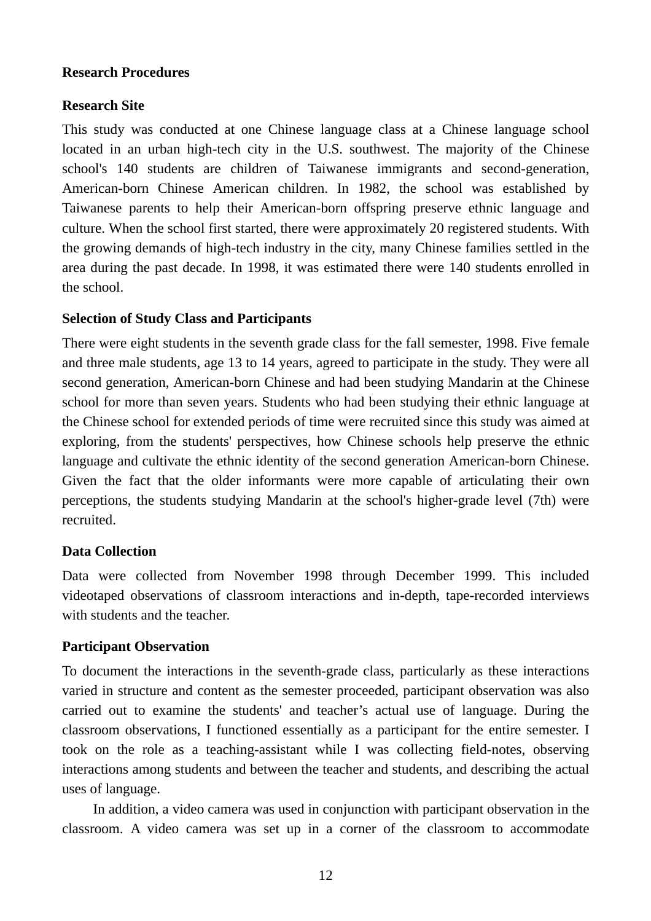## Research Procedures

### Research Site

This study was conducted at one Chinese language class at a Chinese language school located in an urban high-tech city in the U.S. southwest. The majority of the Chinese school's 140 students are children of Taiwanese immigrants and second-generation, American-born Chinese American children. In 1982, the school was established by Taiwanese parents to help their American-born offspring preserve ethnic language and culture. When the school first started, there were approximately 20 registered students. With the growing demands of high-tech industry in the city, many Chinese families settled in the area during the past decade. In 1998, it was estimated there were 140 students enrolled in the school.

### Selection of Study Class and Participants

There were eight students in the seventh grade class for the fall semester, 1998. Five female and three male students, age 13 to 14 years, agreed to participate in the study. They were all second generation, American-born Chinese and had been studying Mandarin at the Chinese school for more than seven years. Students who had been studying their ethnic language at the Chinese school for extended periods of time were recruited since this study was aimed at exploring, from the students' perspectives, how Chinese schools help preserve the ethnic language and cultivate the ethnic identity of the second generation American-born Chinese. Given the fact that the older informants were more capable of articulating their own perceptions, the students studying Mandarin at the school's higher-grade level (7th) were recruited.

### Data Collection

Data were collected from November 1998 through December 1999. This included videotaped observations of classroom interactions and in-depth, tape-recorded interviews with students and the teacher.

### Participant Observation

To document the interactions in the seventh-grade class, particularly as these interactions varied in structure and content as the semester proceeded, participant observation was also carried out to examine the students' and teacher's actual use of language. During the classroom observations, I functioned essentially as a participant for the entire semester. I took on the role as a teaching-assistant while I was collecting field-notes, observing interactions among students and between the teacher and students, and describing the actual uses of language.

In addition, a video camera was used in conjunction with participant observation in the classroom. A video camera was set up in a corner of the classroom to accommodate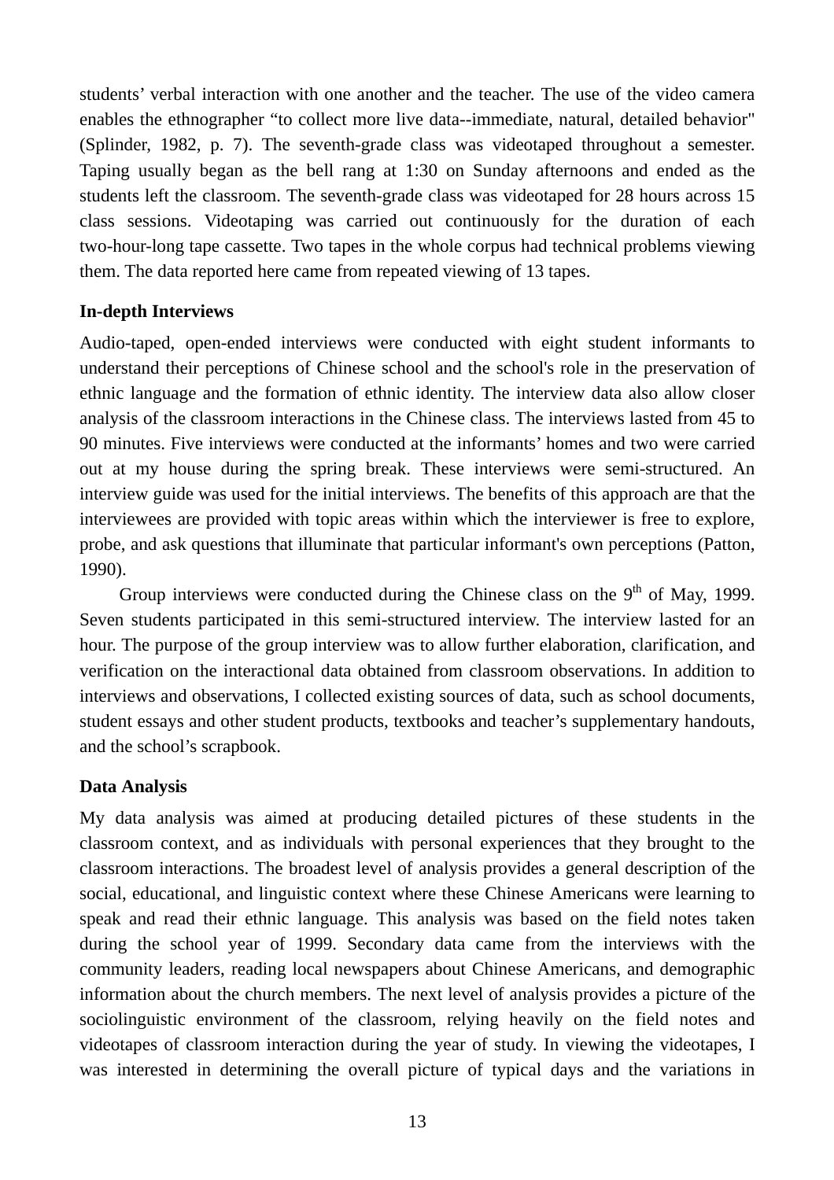students' verbal interaction with one another and the teacher. The use of the video camera enables the ethnographer "to collect more live data--immediate, natural, detailed behavior" (Splinder, 1982, p. 7). The seventh-grade class was videotaped throughout a semester. Taping usually began as the bell rang at 1:30 on Sunday afternoons and ended as the students left the classroom. The seventh-grade class was videotaped for 28 hours across 15 class sessions. Videotaping was carried out continuously for the duration of each two-hour-long tape cassette. Two tapes in the whole corpus had technical problems viewing them. The data reported here came from repeated viewing of 13 tapes.

**In-depth Interviews**

Audio-taped, open-ended interviews were conducted with eight student informants to understand their perceptions of Chinese school and the school's role in the preservation of ethnic language and the formation of ethnic identity. The interview data also allow closer analysis of the classroom interactions in the Chinese class. The interviews lasted from 45 to 90 minutes. Five interviews were conducted at the informants' homes and two were carried out at my house during the spring break. These interviews were semi-structured. An interview guide was used for the initial interviews. The benefits of this approach are that the interviewees are provided with topic areas within which the interviewer is free to explore, probe, and ask questions that illuminate that particular informant's own perceptions (Patton, 1990).

Group interviews were conducted during the Chinese class on the 9th of May, 1999. Seven students participated in this semi-structured interview. The interview lasted for an hour. The purpose of the group interview was to allow further elaboration, clarification, and verification on the interactional data obtained from classroom observations. In addition to interviews and observations, I collected existing sources of data, such as school documents, student essays and other student products, textbooks and teacher's supplementary handouts, and the school's scrapbook.

**Data Analysis**

My data analysis was aimed at producing detailed pictures of these students in the classroom context, and as individuals with personal experiences that they brought to the classroom interactions. The broadest level of analysis provides a general description of the social, educational, and linguistic context where these Chinese Americans were learning to speak and read their ethnic language. This analysis was based on the field notes taken during the school year of 1999. Secondary data came from the interviews with the community leaders, reading local newspapers about Chinese Americans, and demographic information about the church members. The next level of analysis provides a picture of the sociolinguistic environment of the classroom, relying heavily on the field notes and videotapes of classroom interaction during the year of study. In viewing the videotapes, I was interested in determining the overall picture of typical days and the variations in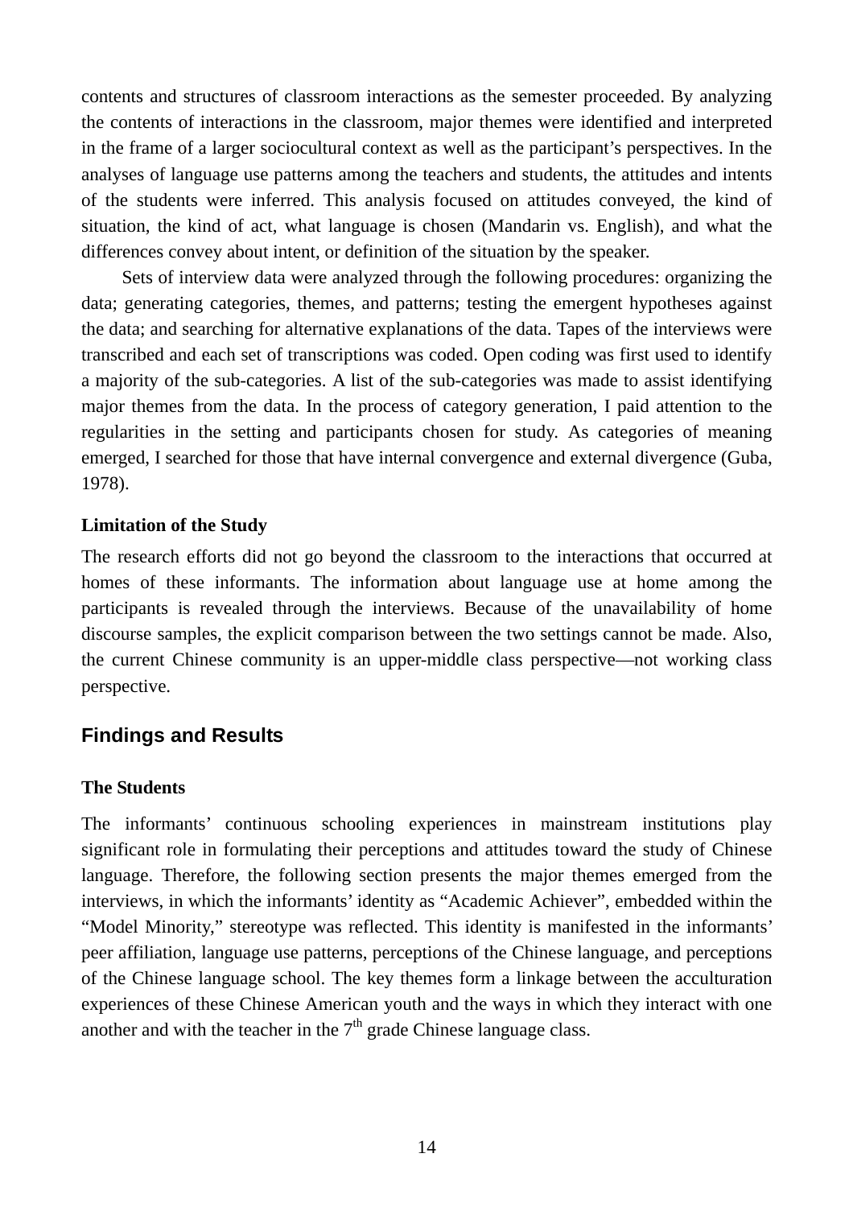contents and structures of classroom interactions as the semester proceeded. By analyzing the contents of interactions in the classroom, major themes were identified and interpreted in the frame of a larger sociocultural context as well as the participant's perspectives. In the analyses of language use patterns among the teachers and students, the attitudes and intents of the students were inferred. This analysis focused on attitudes conveyed, the kind of situation, the kind of act, what language is chosen (Mandarin vs. English), and what the differences convey about intent, or definition of the situation by the speaker.

Sets of interview data were analyzed through the following procedures: organizing the data; generating categories, themes, and patterns; testing the emergent hypotheses against the data; and searching for alternative explanations of the data. Tapes of the interviews were transcribed and each set of transcriptions was coded. Open coding was first used to identify a majority of the sub-categories. A list of the sub-categories was made to assist identifying major themes from the data. In the process of category generation, I paid attention to the regularities in the setting and participants chosen for study. As categories of meaning emerged, I searched for those that have internal convergence and external divergence (Guba, 1978).

### Limitation of the Study

The research efforts did not go beyond the classroom to the interactions that occurred at homes of these informants. The information about language use at home among the participants is revealed through the interviews. Because of the unavailability of home discourse samples, the explicit comparison between the two settings cannot be made. Also, the current Chinese community is an upper-middle class perspective—not working class perspective.

## Findings and Results

### The Students

The informants' continuous schooling experiences in mainstream institutions play significant role in formulating their perceptions and attitudes toward the study of Chinese language. Therefore, the following section presents the major themes emerged from the interviews, in which the informants' identity as "Academic Achiever", embedded within the "Model Minority," stereotype was reflected. This identity is manifested in the informants' peer affiliation, language use patterns, perceptions of the Chinese language, and perceptions of the Chinese language school. The key themes form a linkage between the acculturation experiences of these Chinese American youth and the ways in which they interact with one another and with the teacher in the 7th grade Chinese language class.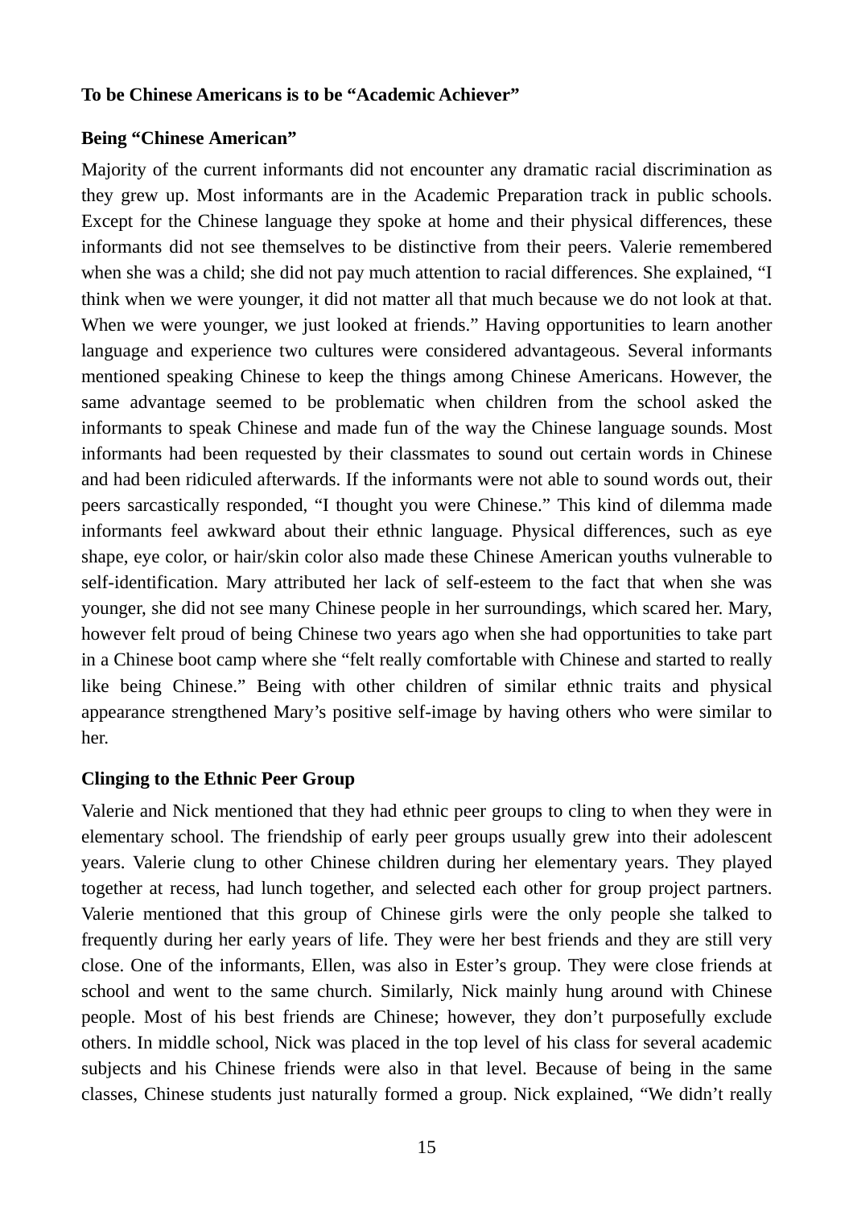**To be Chinese Americans is to be "Academic Achiever"**

**Being "Chinese American"**

Majority of the current informants did not encounter any dramatic racial discrimination as they grew up. Most informants are in the Academic Preparation track in public schools. Except for the Chinese language they spoke at home and their physical differences, these informants did not see themselves to be distinctive from their peers. Valerie remembered when she was a child; she did not pay much attention to racial differences. She explained, "I think when we were younger, it did not matter all that much because we do not look at that. When we were younger, we just looked at friends." Having opportunities to learn another language and experience two cultures were considered advantageous. Several informants mentioned speaking Chinese to keep the things among Chinese Americans. However, the same advantage seemed to be problematic when children from the school asked the informants to speak Chinese and made fun of the way the Chinese language sounds. Most informants had been requested by their classmates to sound out certain words in Chinese and had been ridiculed afterwards. If the informants were not able to sound words out, their peers sarcastically responded, "I thought you were Chinese." This kind of dilemma made informants feel awkward about their ethnic language. Physical differences, such as eye shape, eye color, or hair/skin color also made these Chinese American youths vulnerable to self-identification. Mary attributed her lack of self-esteem to the fact that when she was younger, she did not see many Chinese people in her surroundings, which scared her. Mary, however felt proud of being Chinese two years ago when she had opportunities to take part in a Chinese boot camp where she "felt really comfortable with Chinese and started to really like being Chinese." Being with other children of similar ethnic traits and physical appearance strengthened Mary's positive self-image by having others who were similar to her.

**Clinging to the Ethnic Peer Group**

Valerie and Nick mentioned that they had ethnic peer groups to cling to when they were in elementary school. The friendship of early peer groups usually grew into their adolescent years. Valerie clung to other Chinese children during her elementary years. They played together at recess, had lunch together, and selected each other for group project partners. Valerie mentioned that this group of Chinese girls were the only people she talked to frequently during her early years of life. They were her best friends and they are still very close. One of the informants, Ellen, was also in Ester's group. They were close friends at school and went to the same church. Similarly, Nick mainly hung around with Chinese people. Most of his best friends are Chinese; however, they don't purposefully exclude others. In middle school, Nick was placed in the top level of his class for several academic subjects and his Chinese friends were also in that level. Because of being in the same classes, Chinese students just naturally formed a group. Nick explained, "We didn't really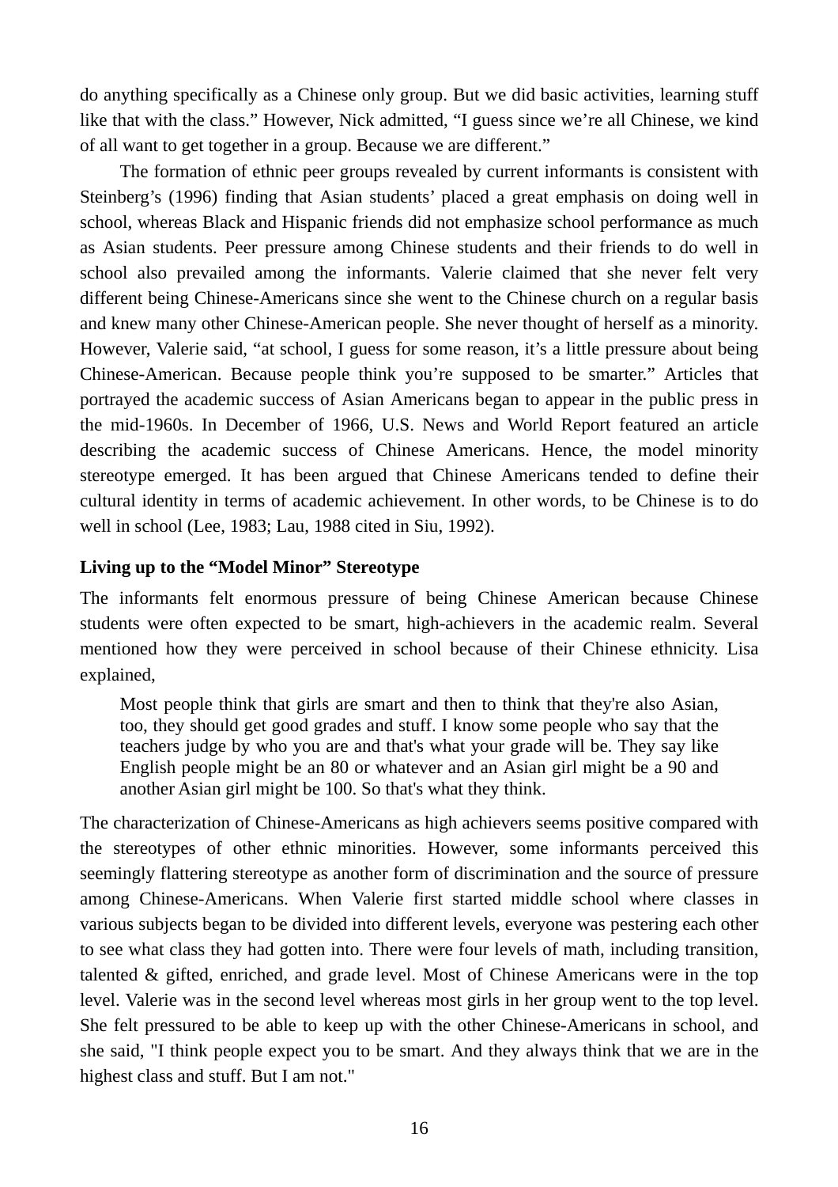do anything specifically as a Chinese only group. But we did basic activities, learning stuff like that with the class." However, Nick admitted, "I guess since we're all Chinese, we kind of all want to get together in a group. Because we are different."

The formation of ethnic peer groups revealed by current informants is consistent with Steinberg's (1996) finding that Asian students' placed a great emphasis on doing well in school, whereas Black and Hispanic friends did not emphasize school performance as much as Asian students. Peer pressure among Chinese students and their friends to do well in school also prevailed among the informants. Valerie claimed that she never felt very different being Chinese-Americans since she went to the Chinese church on a regular basis and knew many other Chinese-American people. She never thought of herself as a minority. However, Valerie said, "at school, I guess for some reason, it's a little pressure about being Chinese-American. Because people think you're supposed to be smarter." Articles that portrayed the academic success of Asian Americans began to appear in the public press in the mid-1960s. In December of 1966, U.S. News and World Report featured an article describing the academic success of Chinese Americans. Hence, the model minority stereotype emerged. It has been argued that Chinese Americans tended to define their cultural identity in terms of academic achievement. In other words, to be Chinese is to do well in school (Lee, 1983; Lau, 1988 cited in Siu, 1992).

**Living up to the "Model Minor" Stereotype**

The informants felt enormous pressure of being Chinese American because Chinese students were often expected to be smart, high-achievers in the academic realm. Several mentioned how they were perceived in school because of their Chinese ethnicity. Lisa explained,

> Most people think that girls are smart and then to think that they're also Asian, too, they should get good grades and stuff. I know some people who say that the teachers judge by who you are and that's what your grade will be. They say like English people might be an 80 or whatever and an Asian girl might be a 90 and another Asian girl might be 100. So that's what they think.

The characterization of Chinese-Americans as high achievers seems positive compared with the stereotypes of other ethnic minorities. However, some informants perceived this seemingly flattering stereotype as another form of discrimination and the source of pressure among Chinese-Americans. When Valerie first started middle school where classes in various subjects began to be divided into different levels, everyone was pestering each other to see what class they had gotten into. There were four levels of math, including transition, talented & gifted, enriched, and grade level. Most of Chinese Americans were in the top level. Valerie was in the second level whereas most girls in her group went to the top level. She felt pressured to be able to keep up with the other Chinese-Americans in school, and she said, "I think people expect you to be smart. And they always think that we are in the highest class and stuff. But I am not."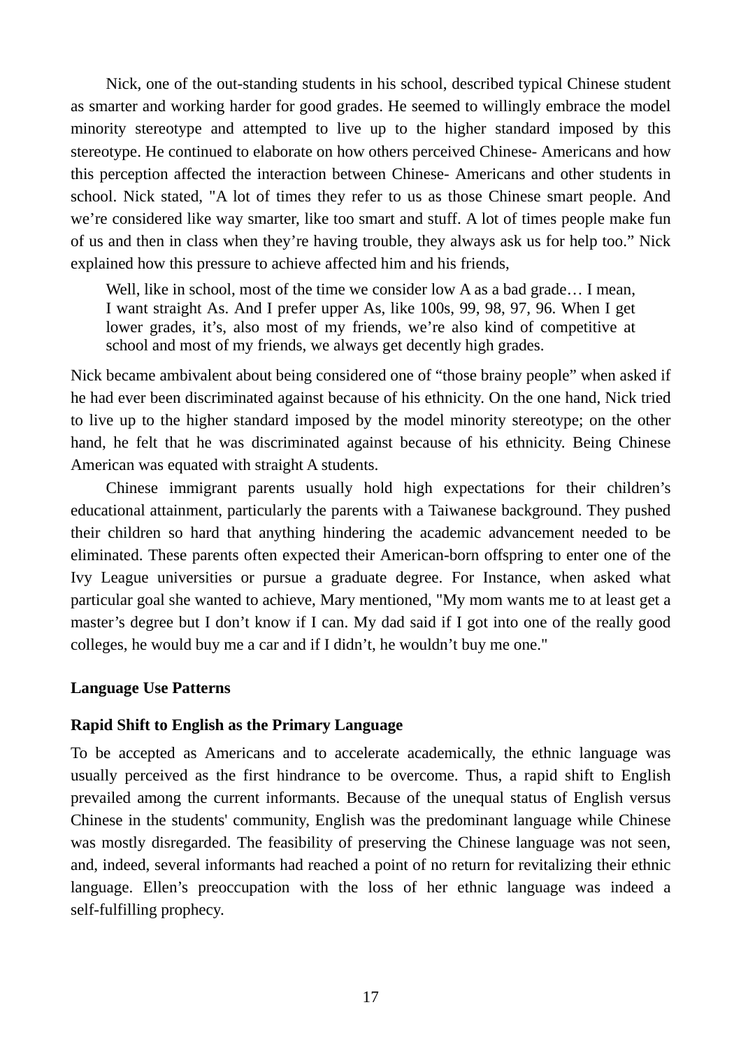Nick, one of the out-standing students in his school, described typical Chinese student as smarter and working harder for good grades. He seemed to willingly embrace the model minority stereotype and attempted to live up to the higher standard imposed by this stereotype. He continued to elaborate on how others perceived Chinese- Americans and how this perception affected the interaction between Chinese- Americans and other students in school. Nick stated, "A lot of times they refer to us as those Chinese smart people. And we're considered like way smarter, like too smart and stuff. A lot of times people make fun of us and then in class when they're having trouble, they always ask us for help too." Nick explained how this pressure to achieve affected him and his friends,

> Well, like in school, most of the time we consider low A as a bad grade… I mean, I want straight As. And I prefer upper As, like 100s, 99, 98, 97, 96. When I get lower grades, it's, also most of my friends, we're also kind of competitive at school and most of my friends, we always get decently high grades.

Nick became ambivalent about being considered one of "those brainy people" when asked if he had ever been discriminated against because of his ethnicity. On the one hand, Nick tried to live up to the higher standard imposed by the model minority stereotype; on the other hand, he felt that he was discriminated against because of his ethnicity. Being Chinese American was equated with straight A students.

Chinese immigrant parents usually hold high expectations for their children's educational attainment, particularly the parents with a Taiwanese background. They pushed their children so hard that anything hindering the academic advancement needed to be eliminated. These parents often expected their American-born offspring to enter one of the Ivy League universities or pursue a graduate degree. For Instance, when asked what particular goal she wanted to achieve, Mary mentioned, "My mom wants me to at least get a master's degree but I don't know if I can. My dad said if I got into one of the really good colleges, he would buy me a car and if I didn't, he wouldn't buy me one."

**Language Use Patterns**

**Rapid Shift to English as the Primary Language**

To be accepted as Americans and to accelerate academically, the ethnic language was usually perceived as the first hindrance to be overcome. Thus, a rapid shift to English prevailed among the current informants. Because of the unequal status of English versus Chinese in the students' community, English was the predominant language while Chinese was mostly disregarded. The feasibility of preserving the Chinese language was not seen, and, indeed, several informants had reached a point of no return for revitalizing their ethnic language. Ellen's preoccupation with the loss of her ethnic language was indeed a self-fulfilling prophecy.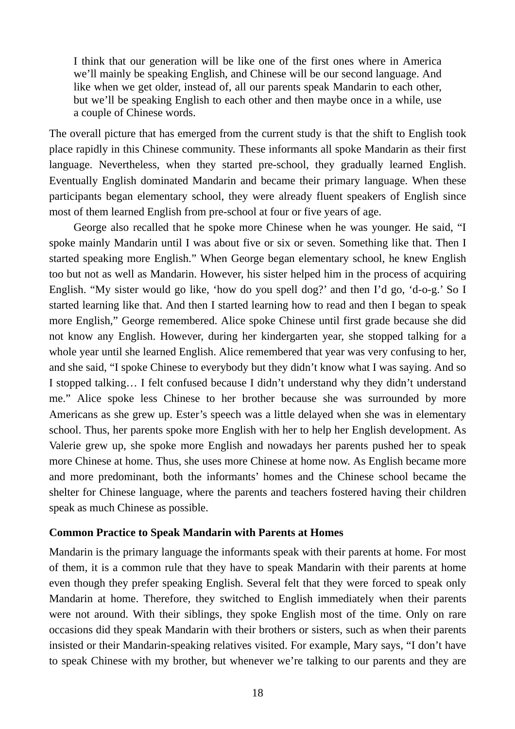> I think that our generation will be like one of the first ones where in America we'll mainly be speaking English, and Chinese will be our second language. And like when we get older, instead of, all our parents speak Mandarin to each other, but we'll be speaking English to each other and then maybe once in a while, use a couple of Chinese words.

The overall picture that has emerged from the current study is that the shift to English took place rapidly in this Chinese community. These informants all spoke Mandarin as their first language. Nevertheless, when they started pre-school, they gradually learned English. Eventually English dominated Mandarin and became their primary language. When these participants began elementary school, they were already fluent speakers of English since most of them learned English from pre-school at four or five years of age.

George also recalled that he spoke more Chinese when he was younger. He said, "I spoke mainly Mandarin until I was about five or six or seven. Something like that. Then I started speaking more English." When George began elementary school, he knew English too but not as well as Mandarin. However, his sister helped him in the process of acquiring English. "My sister would go like, 'how do you spell dog?' and then I'd go, 'd-o-g.' So I started learning like that. And then I started learning how to read and then I began to speak more English," George remembered. Alice spoke Chinese until first grade because she did not know any English. However, during her kindergarten year, she stopped talking for a whole year until she learned English. Alice remembered that year was very confusing to her, and she said, "I spoke Chinese to everybody but they didn't know what I was saying. And so I stopped talking… I felt confused because I didn't understand why they didn't understand me." Alice spoke less Chinese to her brother because she was surrounded by more Americans as she grew up. Ester's speech was a little delayed when she was in elementary school. Thus, her parents spoke more English with her to help her English development. As Valerie grew up, she spoke more English and nowadays her parents pushed her to speak more Chinese at home. Thus, she uses more Chinese at home now. As English became more and more predominant, both the informants' homes and the Chinese school became the shelter for Chinese language, where the parents and teachers fostered having their children speak as much Chinese as possible.

**Common Practice to Speak Mandarin with Parents at Homes**

Mandarin is the primary language the informants speak with their parents at home. For most of them, it is a common rule that they have to speak Mandarin with their parents at home even though they prefer speaking English. Several felt that they were forced to speak only Mandarin at home. Therefore, they switched to English immediately when their parents were not around. With their siblings, they spoke English most of the time. Only on rare occasions did they speak Mandarin with their brothers or sisters, such as when their parents insisted or their Mandarin-speaking relatives visited. For example, Mary says, "I don't have to speak Chinese with my brother, but whenever we're talking to our parents and they are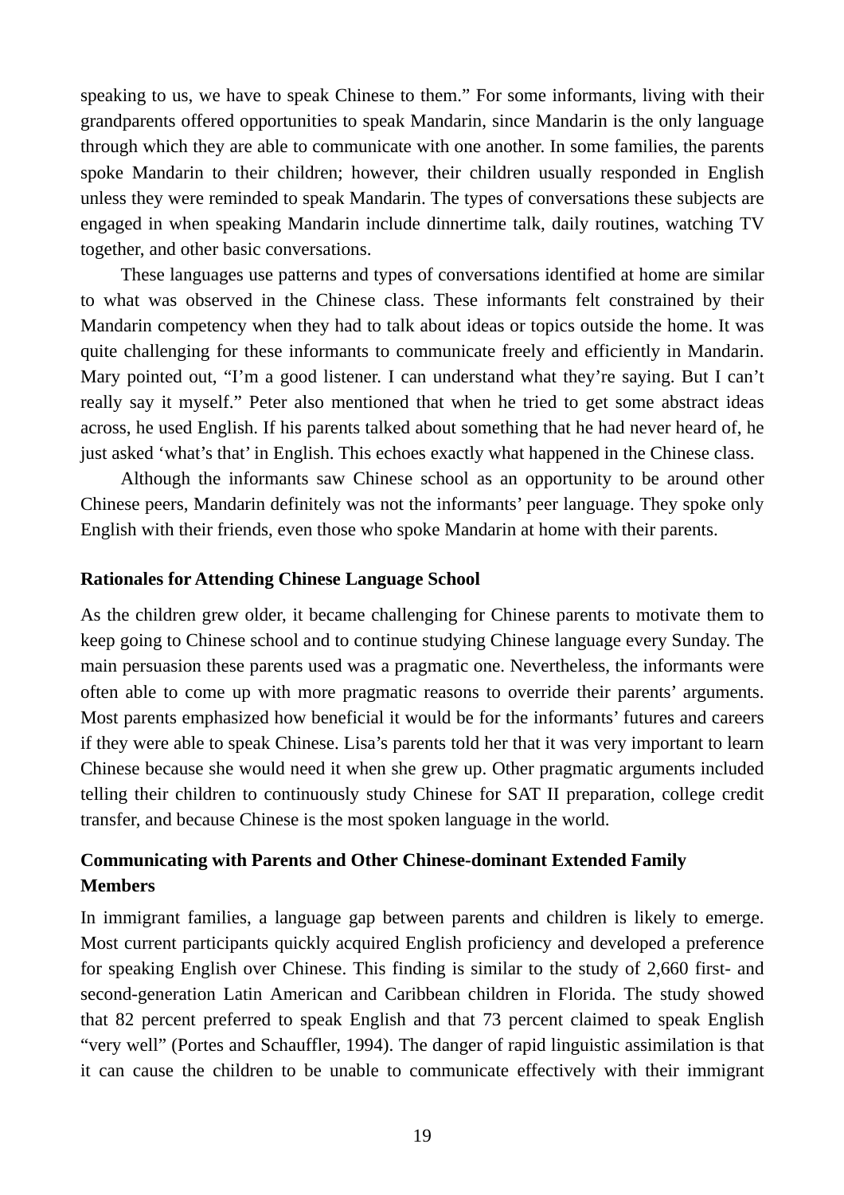speaking to us, we have to speak Chinese to them." For some informants, living with their grandparents offered opportunities to speak Mandarin, since Mandarin is the only language through which they are able to communicate with one another. In some families, the parents spoke Mandarin to their children; however, their children usually responded in English unless they were reminded to speak Mandarin. The types of conversations these subjects are engaged in when speaking Mandarin include dinnertime talk, daily routines, watching TV together, and other basic conversations.

These languages use patterns and types of conversations identified at home are similar to what was observed in the Chinese class. These informants felt constrained by their Mandarin competency when they had to talk about ideas or topics outside the home. It was quite challenging for these informants to communicate freely and efficiently in Mandarin. Mary pointed out, "I'm a good listener. I can understand what they're saying. But I can't really say it myself." Peter also mentioned that when he tried to get some abstract ideas across, he used English. If his parents talked about something that he had never heard of, he just asked 'what's that' in English. This echoes exactly what happened in the Chinese class.

Although the informants saw Chinese school as an opportunity to be around other Chinese peers, Mandarin definitely was not the informants' peer language. They spoke only English with their friends, even those who spoke Mandarin at home with their parents.

**Rationales for Attending Chinese Language School**

As the children grew older, it became challenging for Chinese parents to motivate them to keep going to Chinese school and to continue studying Chinese language every Sunday. The main persuasion these parents used was a pragmatic one. Nevertheless, the informants were often able to come up with more pragmatic reasons to override their parents' arguments. Most parents emphasized how beneficial it would be for the informants' futures and careers if they were able to speak Chinese. Lisa's parents told her that it was very important to learn Chinese because she would need it when she grew up. Other pragmatic arguments included telling their children to continuously study Chinese for SAT II preparation, college credit transfer, and because Chinese is the most spoken language in the world.

**Communicating with Parents and Other Chinese-dominant Extended Family Members**

In immigrant families, a language gap between parents and children is likely to emerge. Most current participants quickly acquired English proficiency and developed a preference for speaking English over Chinese. This finding is similar to the study of 2,660 first- and second-generation Latin American and Caribbean children in Florida. The study showed that 82 percent preferred to speak English and that 73 percent claimed to speak English "very well" (Portes and Schauffler, 1994). The danger of rapid linguistic assimilation is that it can cause the children to be unable to communicate effectively with their immigrant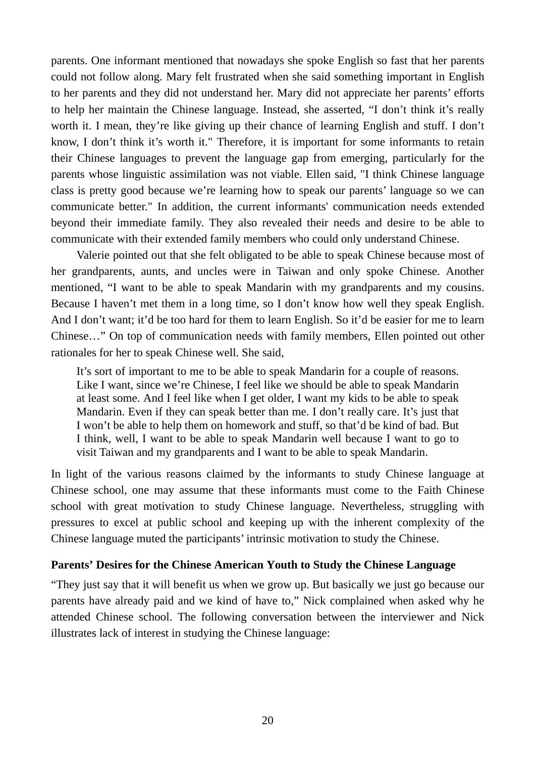parents. One informant mentioned that nowadays she spoke English so fast that her parents could not follow along. Mary felt frustrated when she said something important in English to her parents and they did not understand her. Mary did not appreciate her parents' efforts to help her maintain the Chinese language. Instead, she asserted, “I don't think it's really worth it. I mean, they're like giving up their chance of learning English and stuff. I don't know, I don't think it's worth it." Therefore, it is important for some informants to retain their Chinese languages to prevent the language gap from emerging, particularly for the parents whose linguistic assimilation was not viable. Ellen said, "I think Chinese language class is pretty good because we're learning how to speak our parents' language so we can communicate better." In addition, the current informants' communication needs extended beyond their immediate family. They also revealed their needs and desire to be able to communicate with their extended family members who could only understand Chinese.

Valerie pointed out that she felt obligated to be able to speak Chinese because most of her grandparents, aunts, and uncles were in Taiwan and only spoke Chinese. Another mentioned, “I want to be able to speak Mandarin with my grandparents and my cousins. Because I haven't met them in a long time, so I don't know how well they speak English. And I don't want; it'd be too hard for them to learn English. So it'd be easier for me to learn Chinese…” On top of communication needs with family members, Ellen pointed out other rationales for her to speak Chinese well. She said,

> It's sort of important to me to be able to speak Mandarin for a couple of reasons. Like I want, since we're Chinese, I feel like we should be able to speak Mandarin at least some. And I feel like when I get older, I want my kids to be able to speak Mandarin. Even if they can speak better than me. I don't really care. It's just that I won't be able to help them on homework and stuff, so that'd be kind of bad. But I think, well, I want to be able to speak Mandarin well because I want to go to visit Taiwan and my grandparents and I want to be able to speak Mandarin.

In light of the various reasons claimed by the informants to study Chinese language at Chinese school, one may assume that these informants must come to the Faith Chinese school with great motivation to study Chinese language. Nevertheless, struggling with pressures to excel at public school and keeping up with the inherent complexity of the Chinese language muted the participants' intrinsic motivation to study the Chinese.

**Parents' Desires for the Chinese American Youth to Study the Chinese Language**

“They just say that it will benefit us when we grow up. But basically we just go because our parents have already paid and we kind of have to,” Nick complained when asked why he attended Chinese school. The following conversation between the interviewer and Nick illustrates lack of interest in studying the Chinese language: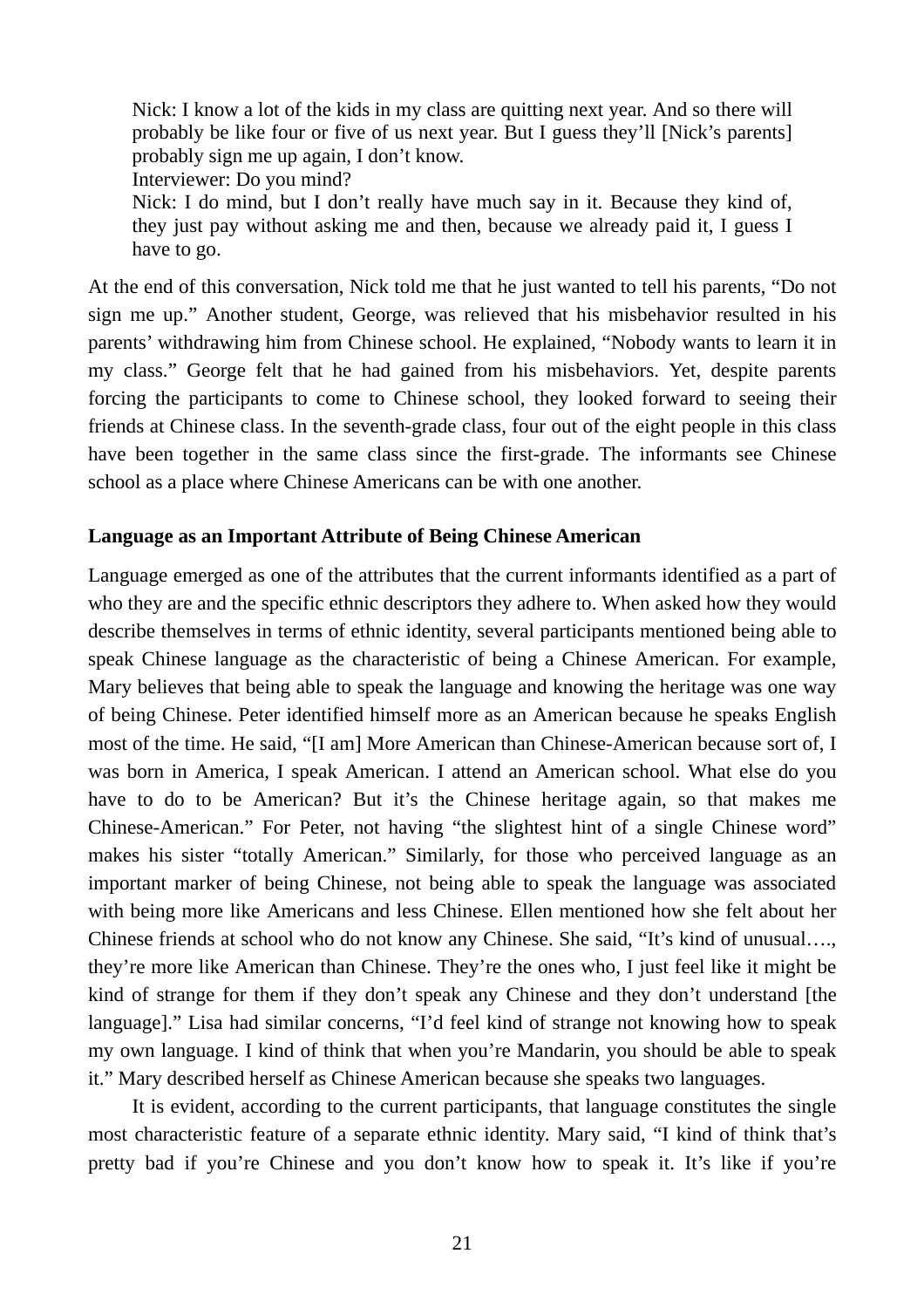> Nick: I know a lot of the kids in my class are quitting next year. And so there will probably be like four or five of us next year. But I guess they'll [Nick's parents] probably sign me up again, I don't know.
> Interviewer: Do you mind?
> Nick: I do mind, but I don't really have much say in it. Because they kind of, they just pay without asking me and then, because we already paid it, I guess I have to go.

At the end of this conversation, Nick told me that he just wanted to tell his parents, "Do not sign me up." Another student, George, was relieved that his misbehavior resulted in his parents' withdrawing him from Chinese school. He explained, "Nobody wants to learn it in my class." George felt that he had gained from his misbehaviors. Yet, despite parents forcing the participants to come to Chinese school, they looked forward to seeing their friends at Chinese class. In the seventh-grade class, four out of the eight people in this class have been together in the same class since the first-grade. The informants see Chinese school as a place where Chinese Americans can be with one another.

**Language as an Important Attribute of Being Chinese American**

Language emerged as one of the attributes that the current informants identified as a part of who they are and the specific ethnic descriptors they adhere to. When asked how they would describe themselves in terms of ethnic identity, several participants mentioned being able to speak Chinese language as the characteristic of being a Chinese American. For example, Mary believes that being able to speak the language and knowing the heritage was one way of being Chinese. Peter identified himself more as an American because he speaks English most of the time. He said, "[I am] More American than Chinese-American because sort of, I was born in America, I speak American. I attend an American school. What else do you have to do to be American? But it's the Chinese heritage again, so that makes me Chinese-American." For Peter, not having "the slightest hint of a single Chinese word" makes his sister "totally American." Similarly, for those who perceived language as an important marker of being Chinese, not being able to speak the language was associated with being more like Americans and less Chinese. Ellen mentioned how she felt about her Chinese friends at school who do not know any Chinese. She said, "It's kind of unusual…., they're more like American than Chinese. They're the ones who, I just feel like it might be kind of strange for them if they don't speak any Chinese and they don't understand [the language]." Lisa had similar concerns, "I'd feel kind of strange not knowing how to speak my own language. I kind of think that when you're Mandarin, you should be able to speak it." Mary described herself as Chinese American because she speaks two languages.

It is evident, according to the current participants, that language constitutes the single most characteristic feature of a separate ethnic identity. Mary said, "I kind of think that's pretty bad if you're Chinese and you don't know how to speak it. It's like if you're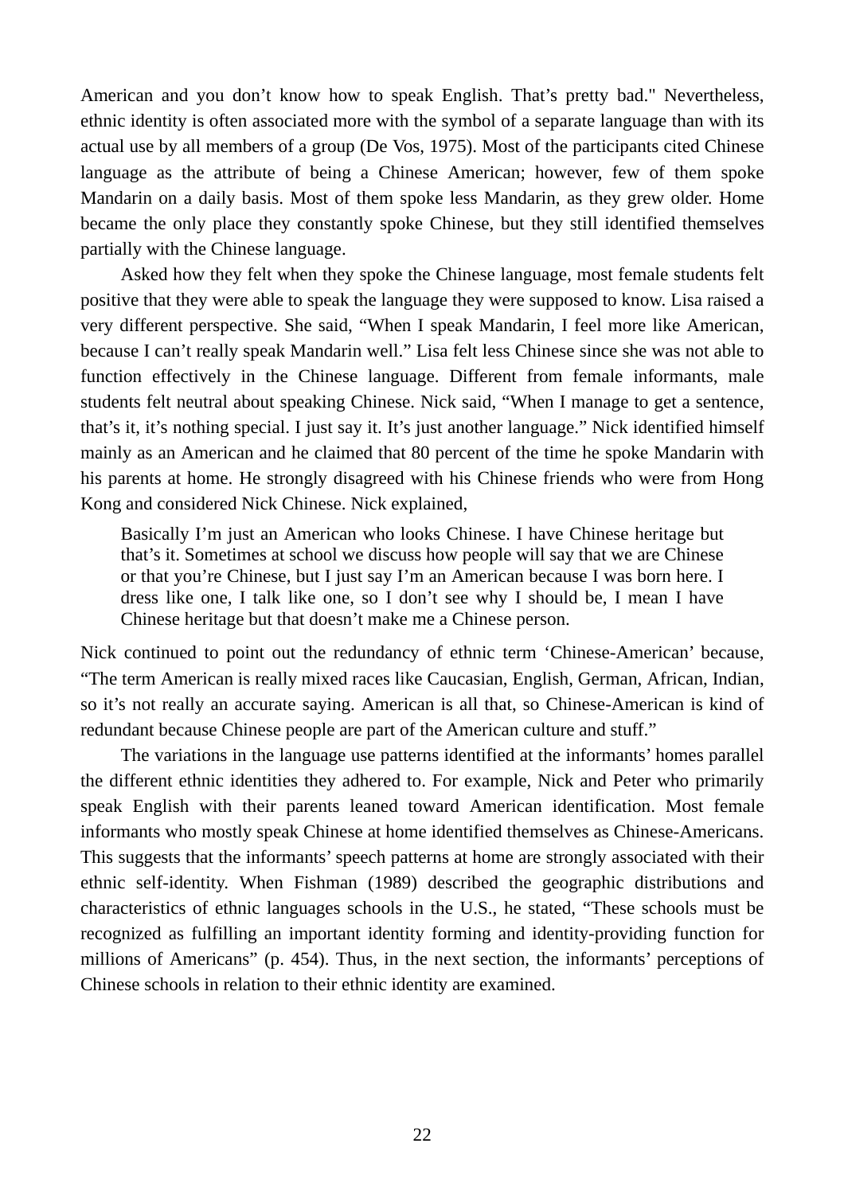American and you don't know how to speak English. That's pretty bad." Nevertheless, ethnic identity is often associated more with the symbol of a separate language than with its actual use by all members of a group (De Vos, 1975). Most of the participants cited Chinese language as the attribute of being a Chinese American; however, few of them spoke Mandarin on a daily basis. Most of them spoke less Mandarin, as they grew older. Home became the only place they constantly spoke Chinese, but they still identified themselves partially with the Chinese language.

Asked how they felt when they spoke the Chinese language, most female students felt positive that they were able to speak the language they were supposed to know. Lisa raised a very different perspective. She said, "When I speak Mandarin, I feel more like American, because I can't really speak Mandarin well." Lisa felt less Chinese since she was not able to function effectively in the Chinese language. Different from female informants, male students felt neutral about speaking Chinese. Nick said, "When I manage to get a sentence, that's it, it's nothing special. I just say it. It's just another language." Nick identified himself mainly as an American and he claimed that 80 percent of the time he spoke Mandarin with his parents at home. He strongly disagreed with his Chinese friends who were from Hong Kong and considered Nick Chinese. Nick explained,

> Basically I'm just an American who looks Chinese. I have Chinese heritage but that's it. Sometimes at school we discuss how people will say that we are Chinese or that you're Chinese, but I just say I'm an American because I was born here. I dress like one, I talk like one, so I don't see why I should be, I mean I have Chinese heritage but that doesn't make me a Chinese person.

Nick continued to point out the redundancy of ethnic term 'Chinese-American' because, "The term American is really mixed races like Caucasian, English, German, African, Indian, so it's not really an accurate saying. American is all that, so Chinese-American is kind of redundant because Chinese people are part of the American culture and stuff."

The variations in the language use patterns identified at the informants' homes parallel the different ethnic identities they adhered to. For example, Nick and Peter who primarily speak English with their parents leaned toward American identification. Most female informants who mostly speak Chinese at home identified themselves as Chinese-Americans. This suggests that the informants' speech patterns at home are strongly associated with their ethnic self-identity. When Fishman (1989) described the geographic distributions and characteristics of ethnic languages schools in the U.S., he stated, "These schools must be recognized as fulfilling an important identity forming and identity-providing function for millions of Americans" (p. 454). Thus, in the next section, the informants' perceptions of Chinese schools in relation to their ethnic identity are examined.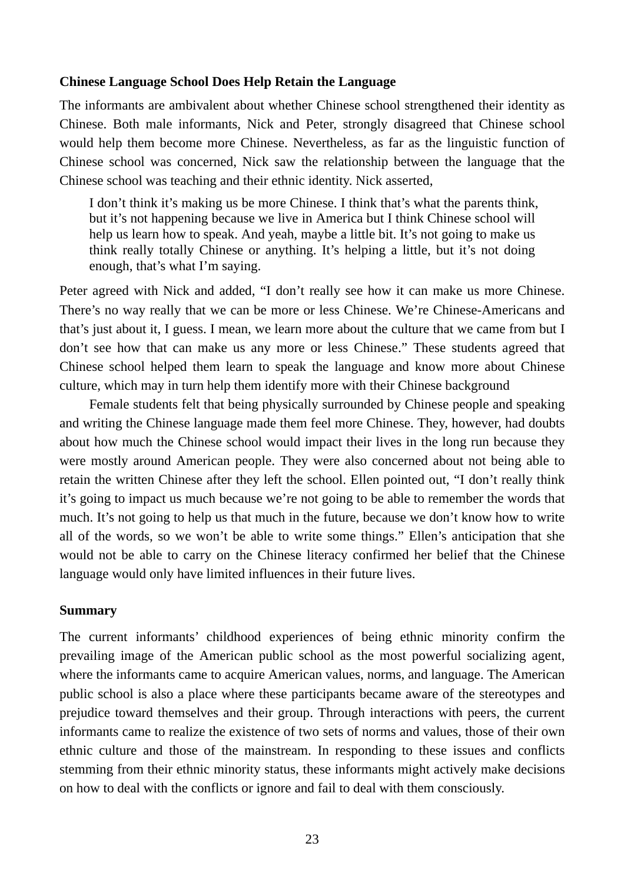**Chinese Language School Does Help Retain the Language**

The informants are ambivalent about whether Chinese school strengthened their identity as Chinese. Both male informants, Nick and Peter, strongly disagreed that Chinese school would help them become more Chinese. Nevertheless, as far as the linguistic function of Chinese school was concerned, Nick saw the relationship between the language that the Chinese school was teaching and their ethnic identity. Nick asserted,

> I don't think it's making us be more Chinese. I think that's what the parents think, but it's not happening because we live in America but I think Chinese school will help us learn how to speak. And yeah, maybe a little bit. It's not going to make us think really totally Chinese or anything. It's helping a little, but it's not doing enough, that's what I'm saying.

Peter agreed with Nick and added, "I don't really see how it can make us more Chinese. There's no way really that we can be more or less Chinese. We're Chinese-Americans and that's just about it, I guess. I mean, we learn more about the culture that we came from but I don't see how that can make us any more or less Chinese." These students agreed that Chinese school helped them learn to speak the language and know more about Chinese culture, which may in turn help them identify more with their Chinese background

Female students felt that being physically surrounded by Chinese people and speaking and writing the Chinese language made them feel more Chinese. They, however, had doubts about how much the Chinese school would impact their lives in the long run because they were mostly around American people. They were also concerned about not being able to retain the written Chinese after they left the school. Ellen pointed out, "I don't really think it's going to impact us much because we're not going to be able to remember the words that much. It's not going to help us that much in the future, because we don't know how to write all of the words, so we won't be able to write some things." Ellen's anticipation that she would not be able to carry on the Chinese literacy confirmed her belief that the Chinese language would only have limited influences in their future lives.

**Summary**

The current informants' childhood experiences of being ethnic minority confirm the prevailing image of the American public school as the most powerful socializing agent, where the informants came to acquire American values, norms, and language. The American public school is also a place where these participants became aware of the stereotypes and prejudice toward themselves and their group. Through interactions with peers, the current informants came to realize the existence of two sets of norms and values, those of their own ethnic culture and those of the mainstream. In responding to these issues and conflicts stemming from their ethnic minority status, these informants might actively make decisions on how to deal with the conflicts or ignore and fail to deal with them consciously.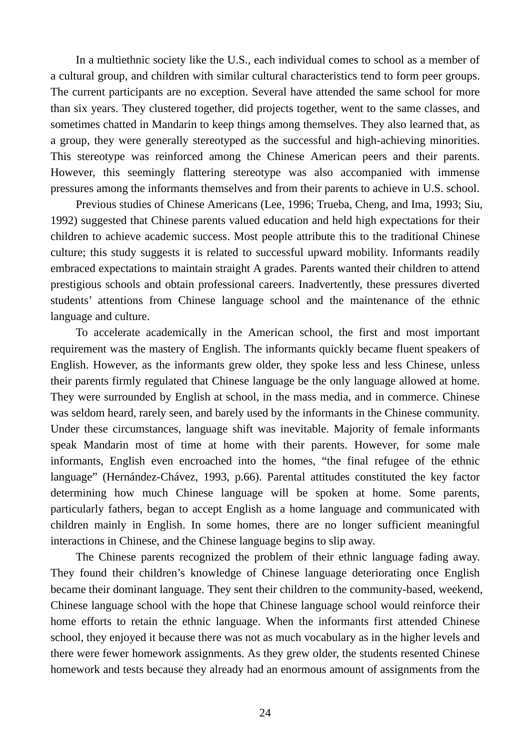In a multiethnic society like the U.S., each individual comes to school as a member of a cultural group, and children with similar cultural characteristics tend to form peer groups. The current participants are no exception. Several have attended the same school for more than six years. They clustered together, did projects together, went to the same classes, and sometimes chatted in Mandarin to keep things among themselves. They also learned that, as a group, they were generally stereotyped as the successful and high-achieving minorities. This stereotype was reinforced among the Chinese American peers and their parents. However, this seemingly flattering stereotype was also accompanied with immense pressures among the informants themselves and from their parents to achieve in U.S. school.

Previous studies of Chinese Americans (Lee, 1996; Trueba, Cheng, and Ima, 1993; Siu, 1992) suggested that Chinese parents valued education and held high expectations for their children to achieve academic success. Most people attribute this to the traditional Chinese culture; this study suggests it is related to successful upward mobility. Informants readily embraced expectations to maintain straight A grades. Parents wanted their children to attend prestigious schools and obtain professional careers. Inadvertently, these pressures diverted students' attentions from Chinese language school and the maintenance of the ethnic language and culture.

To accelerate academically in the American school, the first and most important requirement was the mastery of English. The informants quickly became fluent speakers of English. However, as the informants grew older, they spoke less and less Chinese, unless their parents firmly regulated that Chinese language be the only language allowed at home. They were surrounded by English at school, in the mass media, and in commerce. Chinese was seldom heard, rarely seen, and barely used by the informants in the Chinese community. Under these circumstances, language shift was inevitable. Majority of female informants speak Mandarin most of time at home with their parents. However, for some male informants, English even encroached into the homes, "the final refugee of the ethnic language" (Hernández-Chávez, 1993, p.66). Parental attitudes constituted the key factor determining how much Chinese language will be spoken at home. Some parents, particularly fathers, began to accept English as a home language and communicated with children mainly in English. In some homes, there are no longer sufficient meaningful interactions in Chinese, and the Chinese language begins to slip away.

The Chinese parents recognized the problem of their ethnic language fading away. They found their children's knowledge of Chinese language deteriorating once English became their dominant language. They sent their children to the community-based, weekend, Chinese language school with the hope that Chinese language school would reinforce their home efforts to retain the ethnic language. When the informants first attended Chinese school, they enjoyed it because there was not as much vocabulary as in the higher levels and there were fewer homework assignments. As they grew older, the students resented Chinese homework and tests because they already had an enormous amount of assignments from the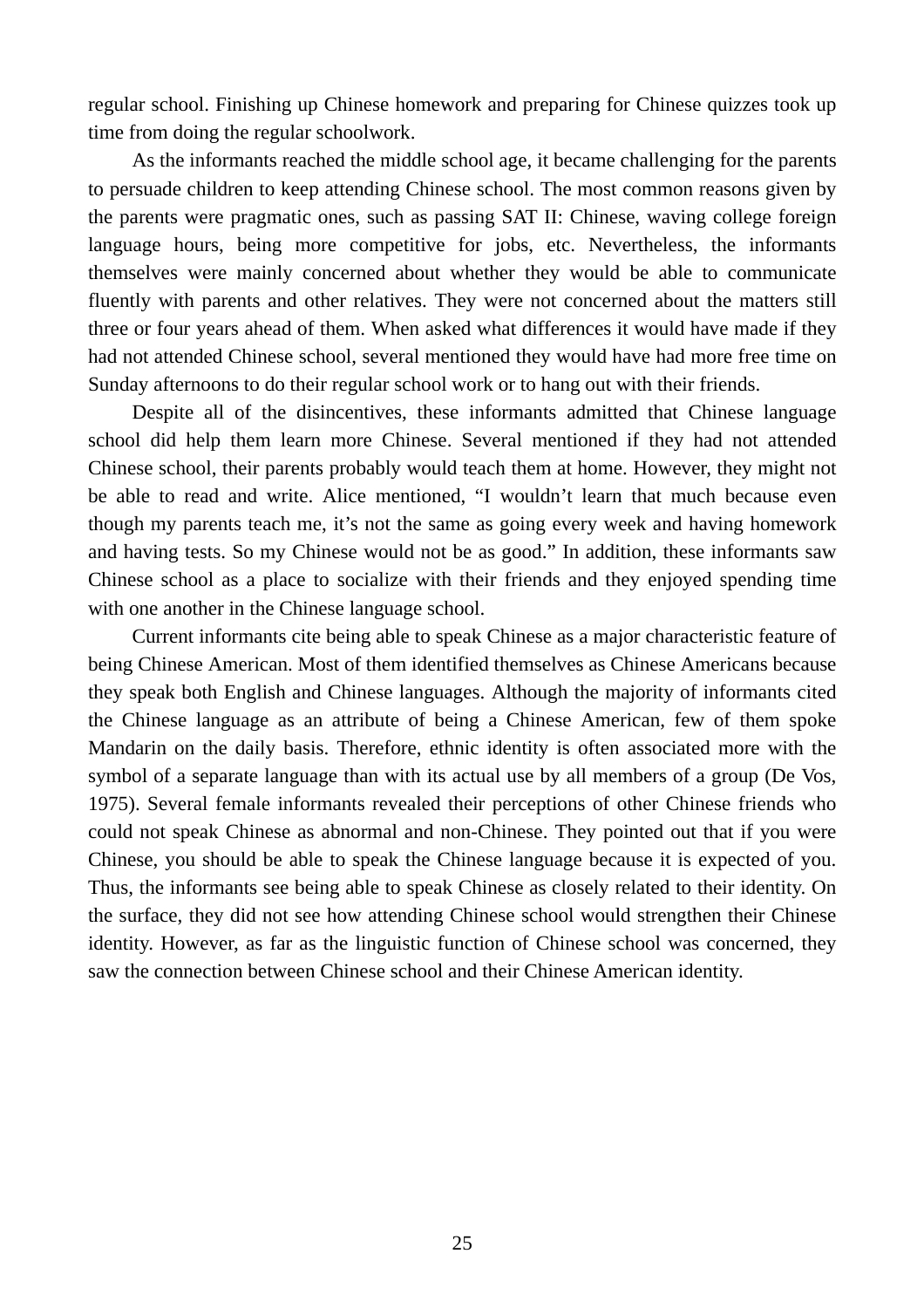regular school. Finishing up Chinese homework and preparing for Chinese quizzes took up time from doing the regular schoolwork.

As the informants reached the middle school age, it became challenging for the parents to persuade children to keep attending Chinese school. The most common reasons given by the parents were pragmatic ones, such as passing SAT II: Chinese, waving college foreign language hours, being more competitive for jobs, etc. Nevertheless, the informants themselves were mainly concerned about whether they would be able to communicate fluently with parents and other relatives. They were not concerned about the matters still three or four years ahead of them. When asked what differences it would have made if they had not attended Chinese school, several mentioned they would have had more free time on Sunday afternoons to do their regular school work or to hang out with their friends.

Despite all of the disincentives, these informants admitted that Chinese language school did help them learn more Chinese. Several mentioned if they had not attended Chinese school, their parents probably would teach them at home. However, they might not be able to read and write. Alice mentioned, "I wouldn't learn that much because even though my parents teach me, it's not the same as going every week and having homework and having tests. So my Chinese would not be as good." In addition, these informants saw Chinese school as a place to socialize with their friends and they enjoyed spending time with one another in the Chinese language school.

Current informants cite being able to speak Chinese as a major characteristic feature of being Chinese American. Most of them identified themselves as Chinese Americans because they speak both English and Chinese languages. Although the majority of informants cited the Chinese language as an attribute of being a Chinese American, few of them spoke Mandarin on the daily basis. Therefore, ethnic identity is often associated more with the symbol of a separate language than with its actual use by all members of a group (De Vos, 1975). Several female informants revealed their perceptions of other Chinese friends who could not speak Chinese as abnormal and non-Chinese. They pointed out that if you were Chinese, you should be able to speak the Chinese language because it is expected of you. Thus, the informants see being able to speak Chinese as closely related to their identity. On the surface, they did not see how attending Chinese school would strengthen their Chinese identity. However, as far as the linguistic function of Chinese school was concerned, they saw the connection between Chinese school and their Chinese American identity.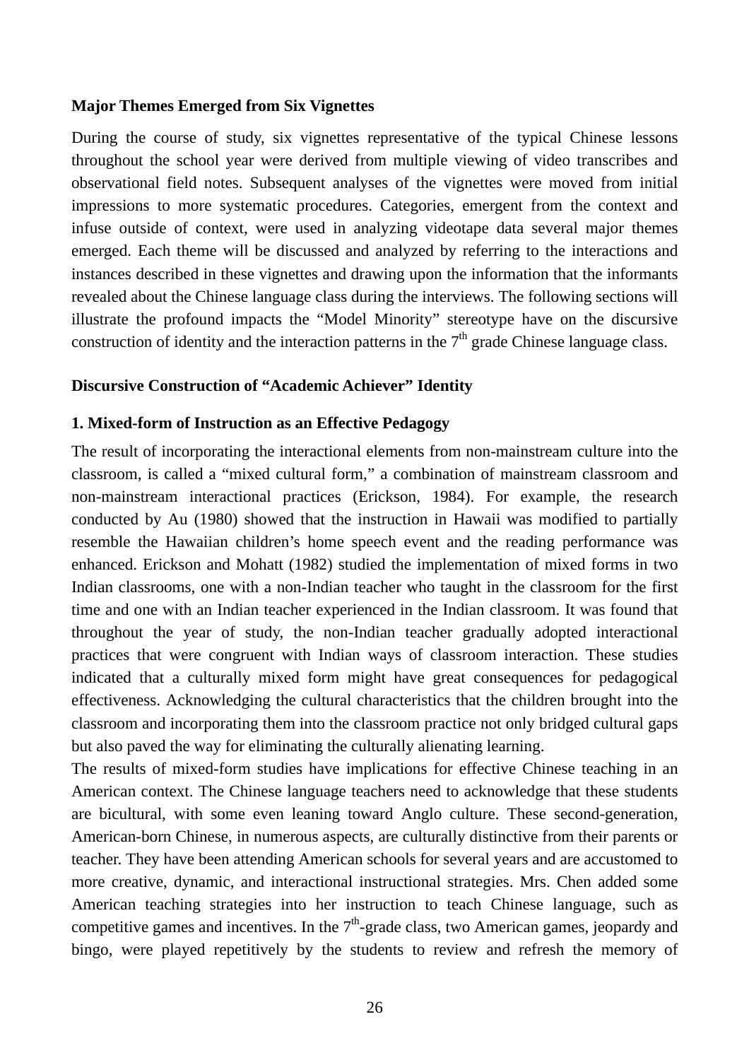**Major Themes Emerged from Six Vignettes**

During the course of study, six vignettes representative of the typical Chinese lessons throughout the school year were derived from multiple viewing of video transcribes and observational field notes. Subsequent analyses of the vignettes were moved from initial impressions to more systematic procedures. Categories, emergent from the context and infuse outside of context, were used in analyzing videotape data several major themes emerged. Each theme will be discussed and analyzed by referring to the interactions and instances described in these vignettes and drawing upon the information that the informants revealed about the Chinese language class during the interviews. The following sections will illustrate the profound impacts the "Model Minority" stereotype have on the discursive construction of identity and the interaction patterns in the 7th grade Chinese language class.

**Discursive Construction of "Academic Achiever" Identity**

**1. Mixed-form of Instruction as an Effective Pedagogy**

The result of incorporating the interactional elements from non-mainstream culture into the classroom, is called a "mixed cultural form," a combination of mainstream classroom and non-mainstream interactional practices (Erickson, 1984). For example, the research conducted by Au (1980) showed that the instruction in Hawaii was modified to partially resemble the Hawaiian children's home speech event and the reading performance was enhanced. Erickson and Mohatt (1982) studied the implementation of mixed forms in two Indian classrooms, one with a non-Indian teacher who taught in the classroom for the first time and one with an Indian teacher experienced in the Indian classroom. It was found that throughout the year of study, the non-Indian teacher gradually adopted interactional practices that were congruent with Indian ways of classroom interaction. These studies indicated that a culturally mixed form might have great consequences for pedagogical effectiveness. Acknowledging the cultural characteristics that the children brought into the classroom and incorporating them into the classroom practice not only bridged cultural gaps but also paved the way for eliminating the culturally alienating learning.

The results of mixed-form studies have implications for effective Chinese teaching in an American context. The Chinese language teachers need to acknowledge that these students are bicultural, with some even leaning toward Anglo culture. These second-generation, American-born Chinese, in numerous aspects, are culturally distinctive from their parents or teacher. They have been attending American schools for several years and are accustomed to more creative, dynamic, and interactional instructional strategies. Mrs. Chen added some American teaching strategies into her instruction to teach Chinese language, such as competitive games and incentives. In the 7th-grade class, two American games, jeopardy and bingo, were played repetitively by the students to review and refresh the memory of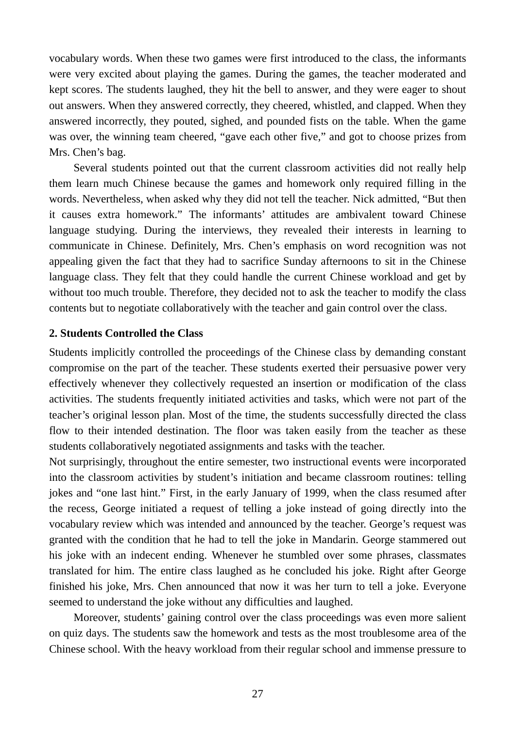vocabulary words. When these two games were first introduced to the class, the informants were very excited about playing the games. During the games, the teacher moderated and kept scores. The students laughed, they hit the bell to answer, and they were eager to shout out answers. When they answered correctly, they cheered, whistled, and clapped. When they answered incorrectly, they pouted, sighed, and pounded fists on the table. When the game was over, the winning team cheered, "gave each other five," and got to choose prizes from Mrs. Chen's bag.

Several students pointed out that the current classroom activities did not really help them learn much Chinese because the games and homework only required filling in the words. Nevertheless, when asked why they did not tell the teacher. Nick admitted, "But then it causes extra homework." The informants' attitudes are ambivalent toward Chinese language studying. During the interviews, they revealed their interests in learning to communicate in Chinese. Definitely, Mrs. Chen's emphasis on word recognition was not appealing given the fact that they had to sacrifice Sunday afternoons to sit in the Chinese language class. They felt that they could handle the current Chinese workload and get by without too much trouble. Therefore, they decided not to ask the teacher to modify the class contents but to negotiate collaboratively with the teacher and gain control over the class.

**2. Students Controlled the Class**

Students implicitly controlled the proceedings of the Chinese class by demanding constant compromise on the part of the teacher. These students exerted their persuasive power very effectively whenever they collectively requested an insertion or modification of the class activities. The students frequently initiated activities and tasks, which were not part of the teacher's original lesson plan. Most of the time, the students successfully directed the class flow to their intended destination. The floor was taken easily from the teacher as these students collaboratively negotiated assignments and tasks with the teacher.

Not surprisingly, throughout the entire semester, two instructional events were incorporated into the classroom activities by student's initiation and became classroom routines: telling jokes and "one last hint." First, in the early January of 1999, when the class resumed after the recess, George initiated a request of telling a joke instead of going directly into the vocabulary review which was intended and announced by the teacher. George's request was granted with the condition that he had to tell the joke in Mandarin. George stammered out his joke with an indecent ending. Whenever he stumbled over some phrases, classmates translated for him. The entire class laughed as he concluded his joke. Right after George finished his joke, Mrs. Chen announced that now it was her turn to tell a joke. Everyone seemed to understand the joke without any difficulties and laughed.

Moreover, students' gaining control over the class proceedings was even more salient on quiz days. The students saw the homework and tests as the most troublesome area of the Chinese school. With the heavy workload from their regular school and immense pressure to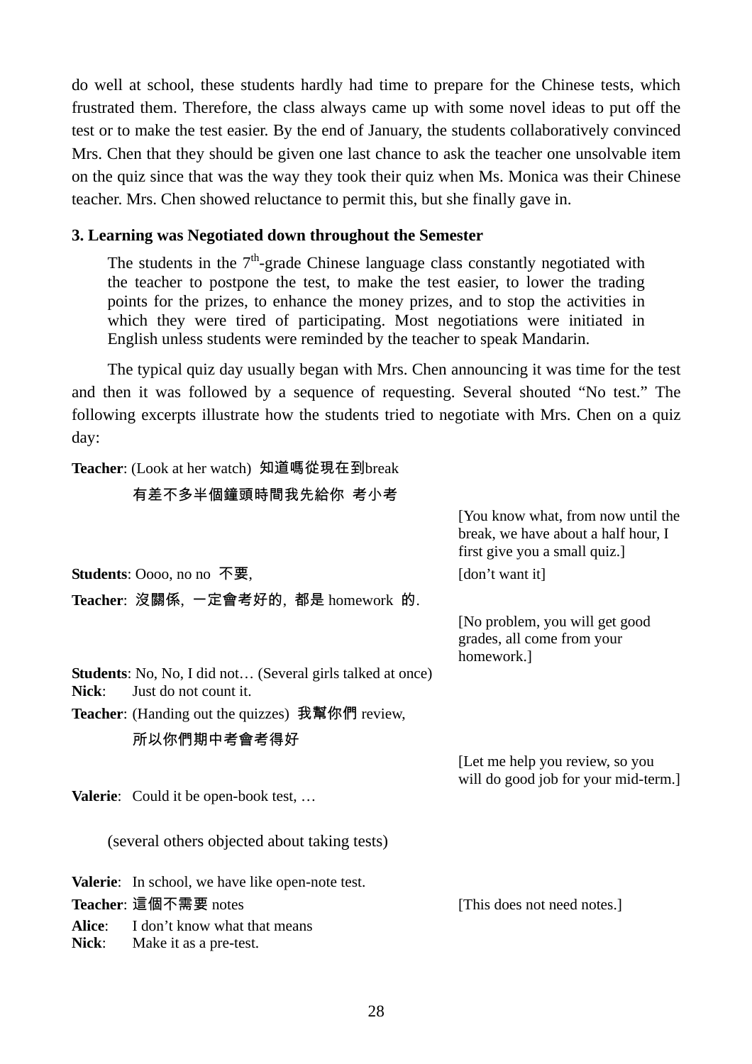do well at school, these students hardly had time to prepare for the Chinese tests, which frustrated them. Therefore, the class always came up with some novel ideas to put off the test or to make the test easier. By the end of January, the students collaboratively convinced Mrs. Chen that they should be given one last chance to ask the teacher one unsolvable item on the quiz since that was the way they took their quiz when Ms. Monica was their Chinese teacher. Mrs. Chen showed reluctance to permit this, but she finally gave in.

**3. Learning was Negotiated down throughout the Semester**

> The students in the 7th-grade Chinese language class constantly negotiated with the teacher to postpone the test, to make the test easier, to lower the trading points for the prizes, to enhance the money prizes, and to stop the activities in which they were tired of participating. Most negotiations were initiated in English unless students were reminded by the teacher to speak Mandarin.

The typical quiz day usually began with Mrs. Chen announcing it was time for the test and then it was followed by a sequence of requesting. Several shouted "No test." The following excerpts illustrate how the students tried to negotiate with Mrs. Chen on a quiz day:

**Teacher**: (Look at her watch) 知道嗎從現在到break 有差不多半個鐘頭時間我先給你 考小考

[You know what, from now until the break, we have about a half hour, I first give you a small quiz.]

**Students**: Oooo, no no 不要, [don't want it]

**Teacher**: 沒關係, 一定會考好的, 都是 homework 的.

[No problem, you will get good grades, all come from your homework.]

**Students**: No, No, I did not… (Several girls talked at once)

**Nick**: Just do not count it.

**Teacher**: (Handing out the quizzes) 我幫你們 review, 所以你們期中考會考得好

[Let me help you review, so you will do good job for your mid-term.]

**Valerie**: Could it be open-book test, …

(several others objected about taking tests)

**Valerie**: In school, we have like open-note test.

**Teacher**: 這個不需要 notes [This does not need notes.]

**Alice**: I don't know what that means

**Nick**: Make it as a pre-test.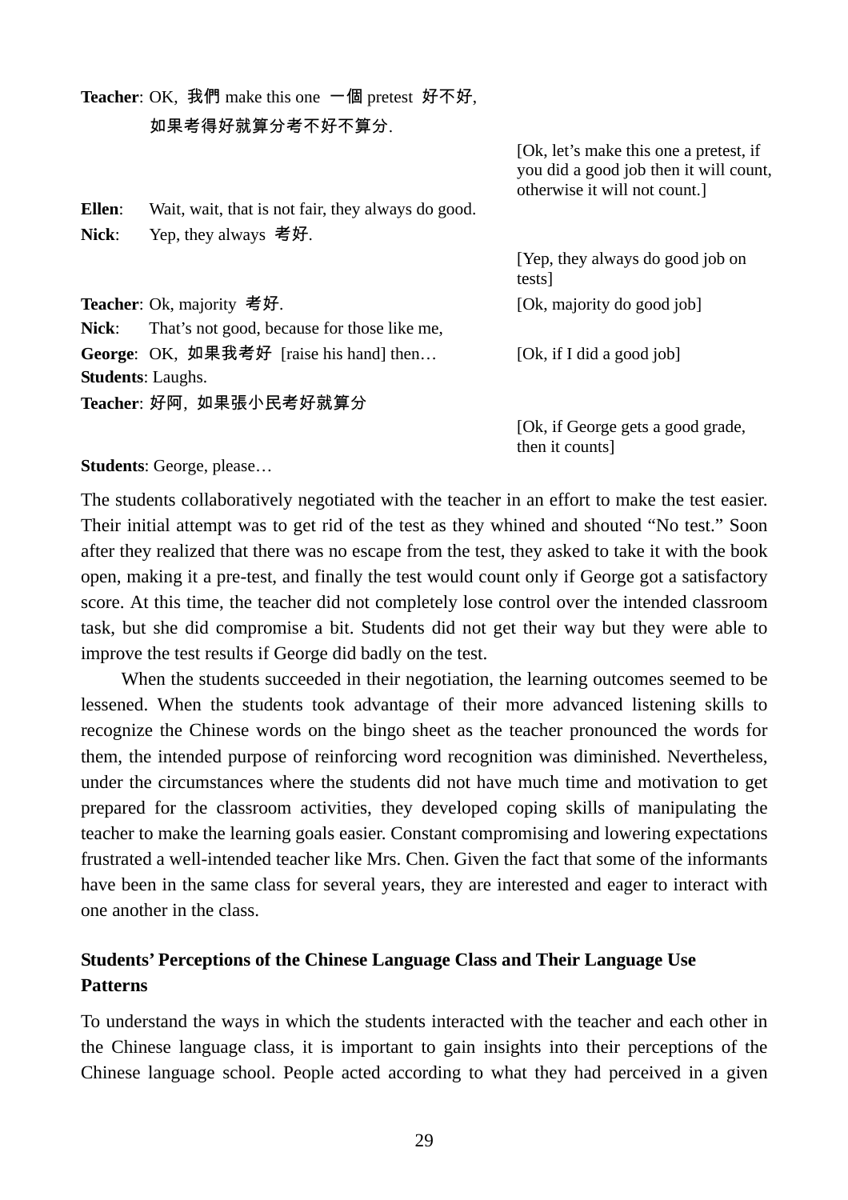**Teacher**: OK, 我們 make this one 一個 pretest 好不好, 如果考得好就算分考不好不算分.

[Ok, let's make this one a pretest, if you did a good job then it will count, otherwise it will not count.]

**Ellen**: Wait, wait, that is not fair, they always do good.

**Nick**: Yep, they always 考好.

[Yep, they always do good job on tests]

**Teacher**: Ok, majority 考好. [Ok, majority do good job]

**Nick**: That's not good, because for those like me,

**George**: OK, 如果我考好 [raise his hand] then… [Ok, if I did a good job]

**Students**: Laughs.

**Teacher**: 好阿, 如果張小民考好就算分

[Ok, if George gets a good grade, then it counts]

**Students**: George, please…

The students collaboratively negotiated with the teacher in an effort to make the test easier. Their initial attempt was to get rid of the test as they whined and shouted "No test." Soon after they realized that there was no escape from the test, they asked to take it with the book open, making it a pre-test, and finally the test would count only if George got a satisfactory score. At this time, the teacher did not completely lose control over the intended classroom task, but she did compromise a bit. Students did not get their way but they were able to improve the test results if George did badly on the test.

When the students succeeded in their negotiation, the learning outcomes seemed to be lessened. When the students took advantage of their more advanced listening skills to recognize the Chinese words on the bingo sheet as the teacher pronounced the words for them, the intended purpose of reinforcing word recognition was diminished. Nevertheless, under the circumstances where the students did not have much time and motivation to get prepared for the classroom activities, they developed coping skills of manipulating the teacher to make the learning goals easier. Constant compromising and lowering expectations frustrated a well-intended teacher like Mrs. Chen. Given the fact that some of the informants have been in the same class for several years, they are interested and eager to interact with one another in the class.

## Students' Perceptions of the Chinese Language Class and Their Language Use Patterns

To understand the ways in which the students interacted with the teacher and each other in the Chinese language class, it is important to gain insights into their perceptions of the Chinese language school. People acted according to what they had perceived in a given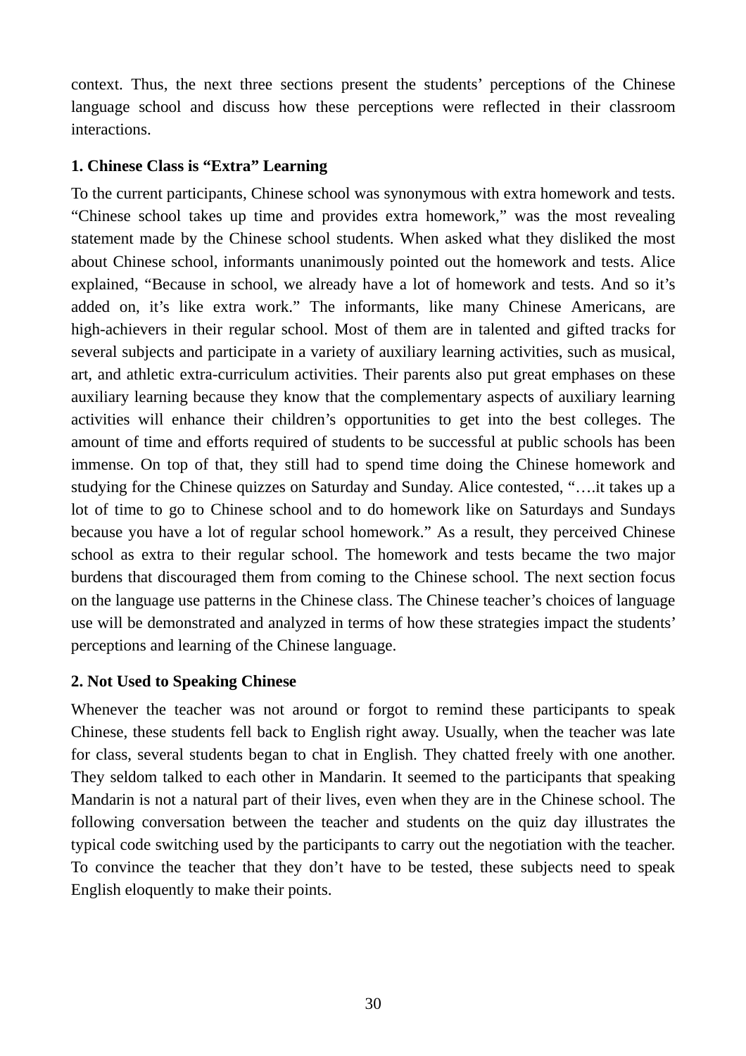context. Thus, the next three sections present the students' perceptions of the Chinese language school and discuss how these perceptions were reflected in their classroom interactions.

### 1. Chinese Class is "Extra" Learning

To the current participants, Chinese school was synonymous with extra homework and tests. "Chinese school takes up time and provides extra homework," was the most revealing statement made by the Chinese school students. When asked what they disliked the most about Chinese school, informants unanimously pointed out the homework and tests. Alice explained, "Because in school, we already have a lot of homework and tests. And so it's added on, it's like extra work." The informants, like many Chinese Americans, are high-achievers in their regular school. Most of them are in talented and gifted tracks for several subjects and participate in a variety of auxiliary learning activities, such as musical, art, and athletic extra-curriculum activities. Their parents also put great emphases on these auxiliary learning because they know that the complementary aspects of auxiliary learning activities will enhance their children's opportunities to get into the best colleges. The amount of time and efforts required of students to be successful at public schools has been immense. On top of that, they still had to spend time doing the Chinese homework and studying for the Chinese quizzes on Saturday and Sunday. Alice contested, "….it takes up a lot of time to go to Chinese school and to do homework like on Saturdays and Sundays because you have a lot of regular school homework." As a result, they perceived Chinese school as extra to their regular school. The homework and tests became the two major burdens that discouraged them from coming to the Chinese school. The next section focus on the language use patterns in the Chinese class. The Chinese teacher's choices of language use will be demonstrated and analyzed in terms of how these strategies impact the students' perceptions and learning of the Chinese language.

### 2. Not Used to Speaking Chinese

Whenever the teacher was not around or forgot to remind these participants to speak Chinese, these students fell back to English right away. Usually, when the teacher was late for class, several students began to chat in English. They chatted freely with one another. They seldom talked to each other in Mandarin. It seemed to the participants that speaking Mandarin is not a natural part of their lives, even when they are in the Chinese school. The following conversation between the teacher and students on the quiz day illustrates the typical code switching used by the participants to carry out the negotiation with the teacher. To convince the teacher that they don't have to be tested, these subjects need to speak English eloquently to make their points.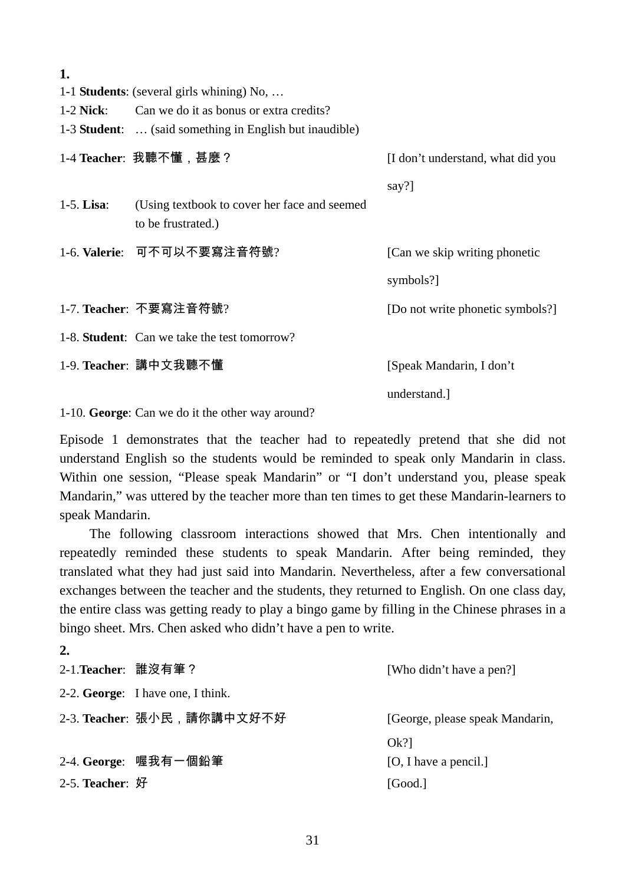**1.**

1-1 **Students**: (several girls whining) No, …

1-2 **Nick**: Can we do it as bonus or extra credits?

1-3 **Student**: … (said something in English but inaudible)

1-4 **Teacher**: 我聽不懂，甚麼？ [I don't understand, what did you say?]

1-5. **Lisa**: (Using textbook to cover her face and seemed to be frustrated.)

1-6. **Valerie**: 可不可以不要寫注音符號? [Can we skip writing phonetic symbols?]

1-7. **Teacher**: 不要寫注音符號? [Do not write phonetic symbols?]

1-8. **Student**: Can we take the test tomorrow?

1-9. **Teacher**: 講中文我聽不懂 [Speak Mandarin, I don't understand.]

1-10. **George**: Can we do it the other way around?

Episode 1 demonstrates that the teacher had to repeatedly pretend that she did not understand English so the students would be reminded to speak only Mandarin in class. Within one session, "Please speak Mandarin" or "I don't understand you, please speak Mandarin," was uttered by the teacher more than ten times to get these Mandarin-learners to speak Mandarin.

The following classroom interactions showed that Mrs. Chen intentionally and repeatedly reminded these students to speak Mandarin. After being reminded, they translated what they had just said into Mandarin. Nevertheless, after a few conversational exchanges between the teacher and the students, they returned to English. On one class day, the entire class was getting ready to play a bingo game by filling in the Chinese phrases in a bingo sheet. Mrs. Chen asked who didn't have a pen to write.

**2.**

2-1.**Teacher**: 誰沒有筆？ [Who didn't have a pen?]

2-2. **George**: I have one, I think.

2-3. **Teacher**: 張小民，請你講中文好不好 [George, please speak Mandarin, Ok?]

2-4. **George**: 喔我有一個鉛筆 [O, I have a pencil.]

2-5. **Teacher**: 好 [Good.]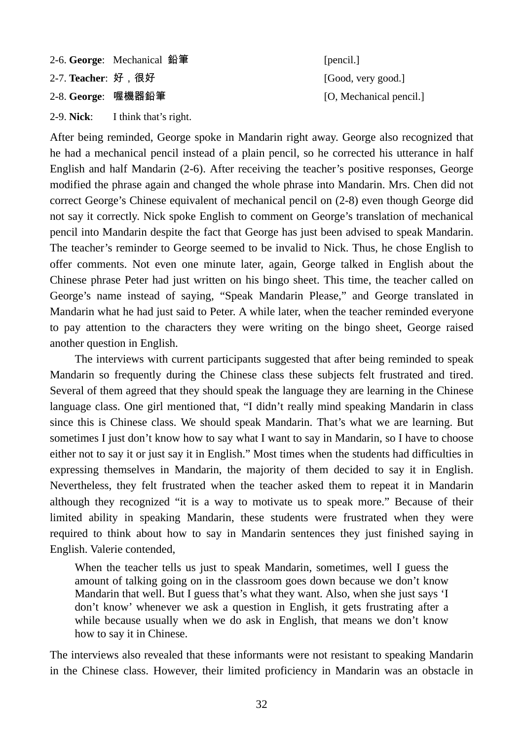2-6. **George**: Mechanical 鉛筆 [pencil.]

2-7. **Teacher**: 好，很好 [Good, very good.]

2-8. **George**: 喔機器鉛筆 [O, Mechanical pencil.]

2-9. **Nick**: I think that's right.

After being reminded, George spoke in Mandarin right away. George also recognized that he had a mechanical pencil instead of a plain pencil, so he corrected his utterance in half English and half Mandarin (2-6). After receiving the teacher's positive responses, George modified the phrase again and changed the whole phrase into Mandarin. Mrs. Chen did not correct George's Chinese equivalent of mechanical pencil on (2-8) even though George did not say it correctly. Nick spoke English to comment on George's translation of mechanical pencil into Mandarin despite the fact that George has just been advised to speak Mandarin. The teacher's reminder to George seemed to be invalid to Nick. Thus, he chose English to offer comments. Not even one minute later, again, George talked in English about the Chinese phrase Peter had just written on his bingo sheet. This time, the teacher called on George's name instead of saying, "Speak Mandarin Please," and George translated in Mandarin what he had just said to Peter. A while later, when the teacher reminded everyone to pay attention to the characters they were writing on the bingo sheet, George raised another question in English.

The interviews with current participants suggested that after being reminded to speak Mandarin so frequently during the Chinese class these subjects felt frustrated and tired. Several of them agreed that they should speak the language they are learning in the Chinese language class. One girl mentioned that, "I didn't really mind speaking Mandarin in class since this is Chinese class. We should speak Mandarin. That's what we are learning. But sometimes I just don't know how to say what I want to say in Mandarin, so I have to choose either not to say it or just say it in English." Most times when the students had difficulties in expressing themselves in Mandarin, the majority of them decided to say it in English. Nevertheless, they felt frustrated when the teacher asked them to repeat it in Mandarin although they recognized "it is a way to motivate us to speak more." Because of their limited ability in speaking Mandarin, these students were frustrated when they were required to think about how to say in Mandarin sentences they just finished saying in English. Valerie contended,

> When the teacher tells us just to speak Mandarin, sometimes, well I guess the amount of talking going on in the classroom goes down because we don't know Mandarin that well. But I guess that's what they want. Also, when she just says 'I don't know' whenever we ask a question in English, it gets frustrating after a while because usually when we do ask in English, that means we don't know how to say it in Chinese.

The interviews also revealed that these informants were not resistant to speaking Mandarin in the Chinese class. However, their limited proficiency in Mandarin was an obstacle in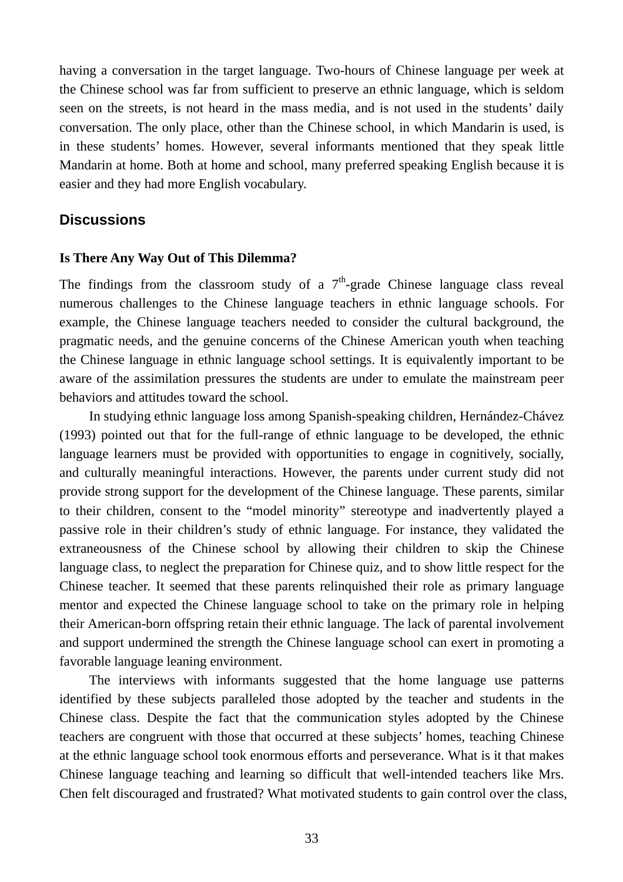having a conversation in the target language. Two-hours of Chinese language per week at the Chinese school was far from sufficient to preserve an ethnic language, which is seldom seen on the streets, is not heard in the mass media, and is not used in the students' daily conversation. The only place, other than the Chinese school, in which Mandarin is used, is in these students' homes. However, several informants mentioned that they speak little Mandarin at home. Both at home and school, many preferred speaking English because it is easier and they had more English vocabulary.

## Discussions

### Is There Any Way Out of This Dilemma?

The findings from the classroom study of a 7th-grade Chinese language class reveal numerous challenges to the Chinese language teachers in ethnic language schools. For example, the Chinese language teachers needed to consider the cultural background, the pragmatic needs, and the genuine concerns of the Chinese American youth when teaching the Chinese language in ethnic language school settings. It is equivalently important to be aware of the assimilation pressures the students are under to emulate the mainstream peer behaviors and attitudes toward the school.

In studying ethnic language loss among Spanish-speaking children, Hernández-Chávez (1993) pointed out that for the full-range of ethnic language to be developed, the ethnic language learners must be provided with opportunities to engage in cognitively, socially, and culturally meaningful interactions. However, the parents under current study did not provide strong support for the development of the Chinese language. These parents, similar to their children, consent to the "model minority" stereotype and inadvertently played a passive role in their children's study of ethnic language. For instance, they validated the extraneousness of the Chinese school by allowing their children to skip the Chinese language class, to neglect the preparation for Chinese quiz, and to show little respect for the Chinese teacher. It seemed that these parents relinquished their role as primary language mentor and expected the Chinese language school to take on the primary role in helping their American-born offspring retain their ethnic language. The lack of parental involvement and support undermined the strength the Chinese language school can exert in promoting a favorable language leaning environment.

The interviews with informants suggested that the home language use patterns identified by these subjects paralleled those adopted by the teacher and students in the Chinese class. Despite the fact that the communication styles adopted by the Chinese teachers are congruent with those that occurred at these subjects' homes, teaching Chinese at the ethnic language school took enormous efforts and perseverance. What is it that makes Chinese language teaching and learning so difficult that well-intended teachers like Mrs. Chen felt discouraged and frustrated? What motivated students to gain control over the class,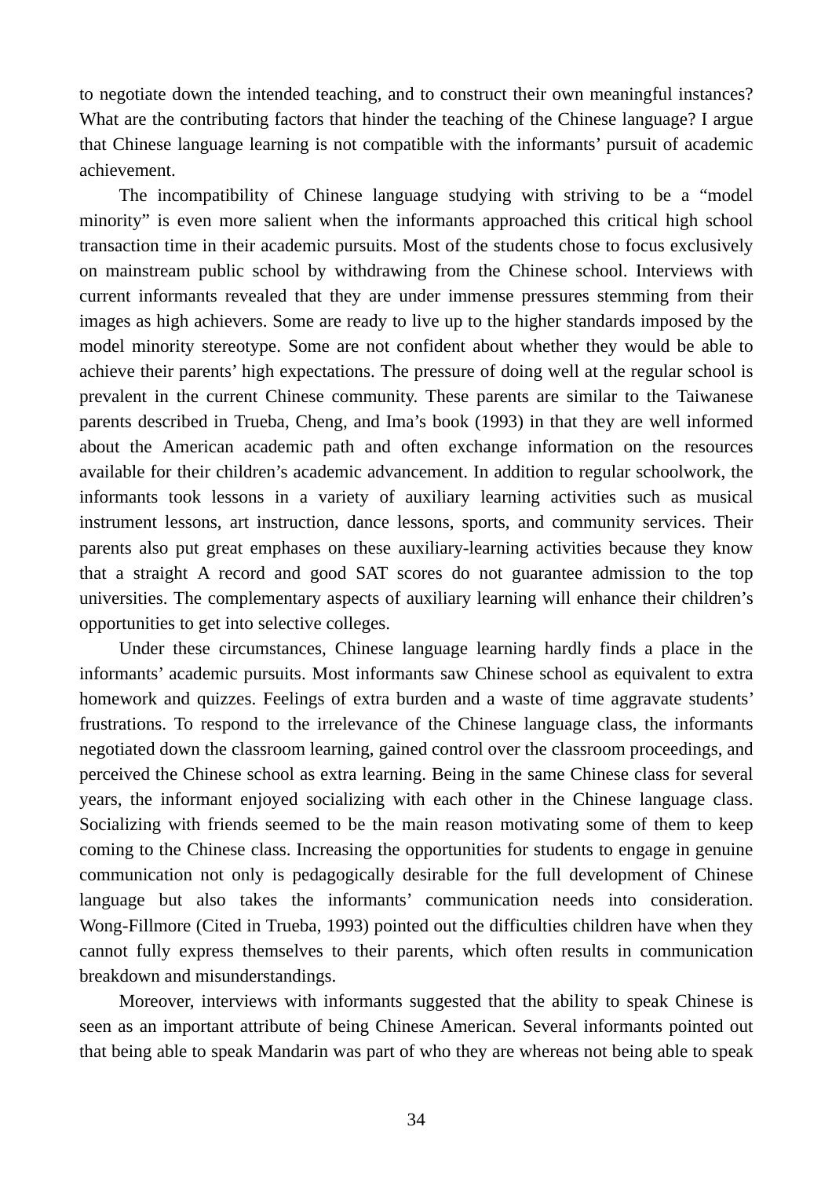to negotiate down the intended teaching, and to construct their own meaningful instances? What are the contributing factors that hinder the teaching of the Chinese language? I argue that Chinese language learning is not compatible with the informants' pursuit of academic achievement.

The incompatibility of Chinese language studying with striving to be a "model minority" is even more salient when the informants approached this critical high school transaction time in their academic pursuits. Most of the students chose to focus exclusively on mainstream public school by withdrawing from the Chinese school. Interviews with current informants revealed that they are under immense pressures stemming from their images as high achievers. Some are ready to live up to the higher standards imposed by the model minority stereotype. Some are not confident about whether they would be able to achieve their parents' high expectations. The pressure of doing well at the regular school is prevalent in the current Chinese community. These parents are similar to the Taiwanese parents described in Trueba, Cheng, and Ima's book (1993) in that they are well informed about the American academic path and often exchange information on the resources available for their children's academic advancement. In addition to regular schoolwork, the informants took lessons in a variety of auxiliary learning activities such as musical instrument lessons, art instruction, dance lessons, sports, and community services. Their parents also put great emphases on these auxiliary-learning activities because they know that a straight A record and good SAT scores do not guarantee admission to the top universities. The complementary aspects of auxiliary learning will enhance their children's opportunities to get into selective colleges.

Under these circumstances, Chinese language learning hardly finds a place in the informants' academic pursuits. Most informants saw Chinese school as equivalent to extra homework and quizzes. Feelings of extra burden and a waste of time aggravate students' frustrations. To respond to the irrelevance of the Chinese language class, the informants negotiated down the classroom learning, gained control over the classroom proceedings, and perceived the Chinese school as extra learning. Being in the same Chinese class for several years, the informant enjoyed socializing with each other in the Chinese language class. Socializing with friends seemed to be the main reason motivating some of them to keep coming to the Chinese class. Increasing the opportunities for students to engage in genuine communication not only is pedagogically desirable for the full development of Chinese language but also takes the informants' communication needs into consideration. Wong-Fillmore (Cited in Trueba, 1993) pointed out the difficulties children have when they cannot fully express themselves to their parents, which often results in communication breakdown and misunderstandings.

Moreover, interviews with informants suggested that the ability to speak Chinese is seen as an important attribute of being Chinese American. Several informants pointed out that being able to speak Mandarin was part of who they are whereas not being able to speak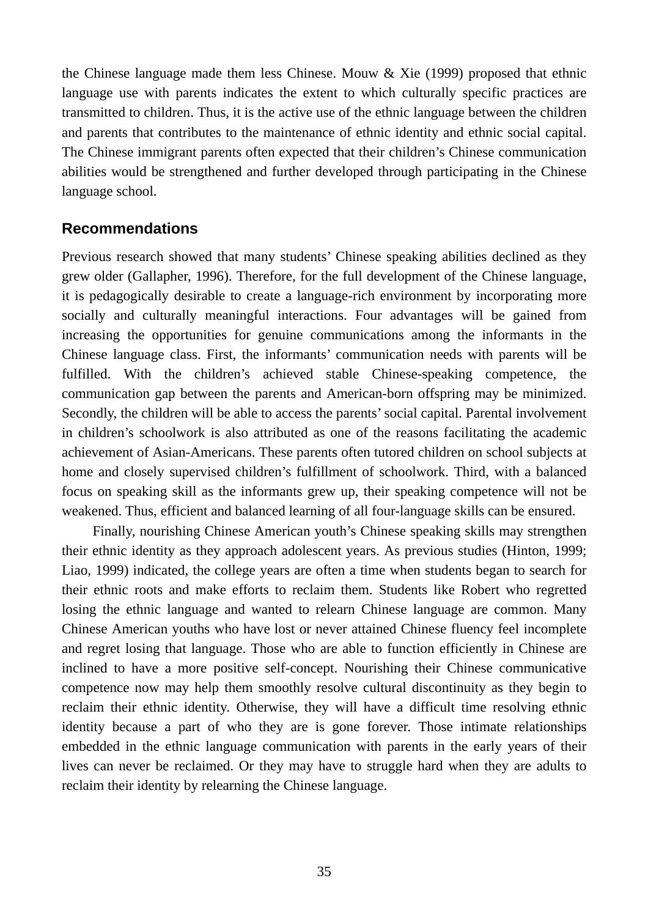the Chinese language made them less Chinese. Mouw & Xie (1999) proposed that ethnic language use with parents indicates the extent to which culturally specific practices are transmitted to children. Thus, it is the active use of the ethnic language between the children and parents that contributes to the maintenance of ethnic identity and ethnic social capital. The Chinese immigrant parents often expected that their children's Chinese communication abilities would be strengthened and further developed through participating in the Chinese language school.

## Recommendations

Previous research showed that many students' Chinese speaking abilities declined as they grew older (Gallapher, 1996). Therefore, for the full development of the Chinese language, it is pedagogically desirable to create a language-rich environment by incorporating more socially and culturally meaningful interactions. Four advantages will be gained from increasing the opportunities for genuine communications among the informants in the Chinese language class. First, the informants' communication needs with parents will be fulfilled. With the children's achieved stable Chinese-speaking competence, the communication gap between the parents and American-born offspring may be minimized. Secondly, the children will be able to access the parents' social capital. Parental involvement in children's schoolwork is also attributed as one of the reasons facilitating the academic achievement of Asian-Americans. These parents often tutored children on school subjects at home and closely supervised children's fulfillment of schoolwork. Third, with a balanced focus on speaking skill as the informants grew up, their speaking competence will not be weakened. Thus, efficient and balanced learning of all four-language skills can be ensured.

Finally, nourishing Chinese American youth's Chinese speaking skills may strengthen their ethnic identity as they approach adolescent years. As previous studies (Hinton, 1999; Liao, 1999) indicated, the college years are often a time when students began to search for their ethnic roots and make efforts to reclaim them. Students like Robert who regretted losing the ethnic language and wanted to relearn Chinese language are common. Many Chinese American youths who have lost or never attained Chinese fluency feel incomplete and regret losing that language. Those who are able to function efficiently in Chinese are inclined to have a more positive self-concept. Nourishing their Chinese communicative competence now may help them smoothly resolve cultural discontinuity as they begin to reclaim their ethnic identity. Otherwise, they will have a difficult time resolving ethnic identity because a part of who they are is gone forever. Those intimate relationships embedded in the ethnic language communication with parents in the early years of their lives can never be reclaimed. Or they may have to struggle hard when they are adults to reclaim their identity by relearning the Chinese language.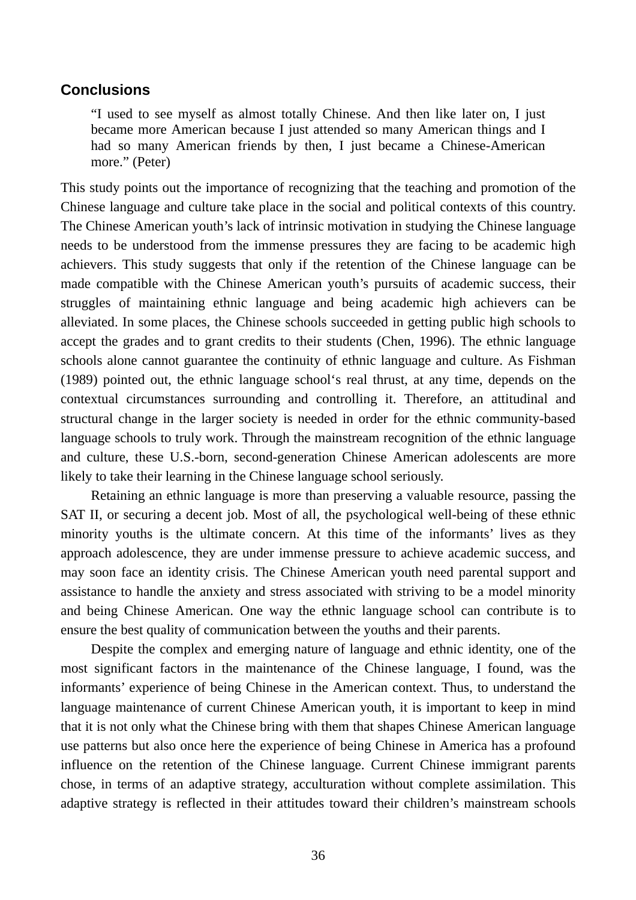## Conclusions

> "I used to see myself as almost totally Chinese. And then like later on, I just became more American because I just attended so many American things and I had so many American friends by then, I just became a Chinese-American more." (Peter)

This study points out the importance of recognizing that the teaching and promotion of the Chinese language and culture take place in the social and political contexts of this country. The Chinese American youth's lack of intrinsic motivation in studying the Chinese language needs to be understood from the immense pressures they are facing to be academic high achievers. This study suggests that only if the retention of the Chinese language can be made compatible with the Chinese American youth's pursuits of academic success, their struggles of maintaining ethnic language and being academic high achievers can be alleviated. In some places, the Chinese schools succeeded in getting public high schools to accept the grades and to grant credits to their students (Chen, 1996). The ethnic language schools alone cannot guarantee the continuity of ethnic language and culture. As Fishman (1989) pointed out, the ethnic language school's real thrust, at any time, depends on the contextual circumstances surrounding and controlling it. Therefore, an attitudinal and structural change in the larger society is needed in order for the ethnic community-based language schools to truly work. Through the mainstream recognition of the ethnic language and culture, these U.S.-born, second-generation Chinese American adolescents are more likely to take their learning in the Chinese language school seriously.

Retaining an ethnic language is more than preserving a valuable resource, passing the SAT II, or securing a decent job. Most of all, the psychological well-being of these ethnic minority youths is the ultimate concern. At this time of the informants' lives as they approach adolescence, they are under immense pressure to achieve academic success, and may soon face an identity crisis. The Chinese American youth need parental support and assistance to handle the anxiety and stress associated with striving to be a model minority and being Chinese American. One way the ethnic language school can contribute is to ensure the best quality of communication between the youths and their parents.

Despite the complex and emerging nature of language and ethnic identity, one of the most significant factors in the maintenance of the Chinese language, I found, was the informants' experience of being Chinese in the American context. Thus, to understand the language maintenance of current Chinese American youth, it is important to keep in mind that it is not only what the Chinese bring with them that shapes Chinese American language use patterns but also once here the experience of being Chinese in America has a profound influence on the retention of the Chinese language. Current Chinese immigrant parents chose, in terms of an adaptive strategy, acculturation without complete assimilation. This adaptive strategy is reflected in their attitudes toward their children's mainstream schools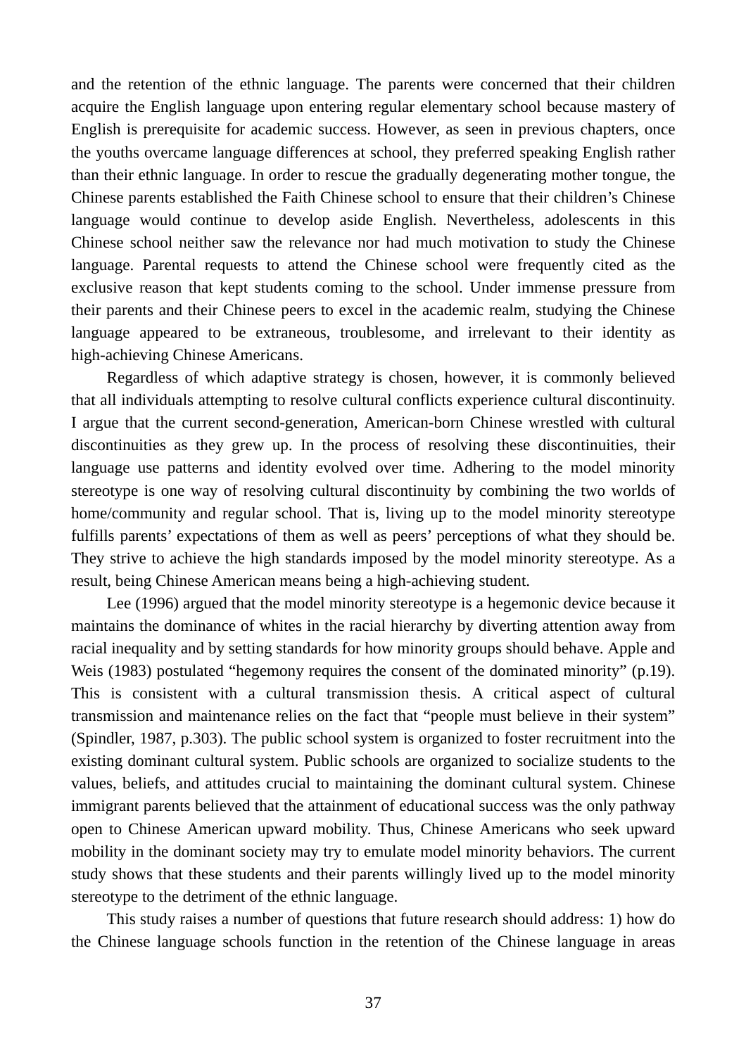and the retention of the ethnic language. The parents were concerned that their children acquire the English language upon entering regular elementary school because mastery of English is prerequisite for academic success. However, as seen in previous chapters, once the youths overcame language differences at school, they preferred speaking English rather than their ethnic language. In order to rescue the gradually degenerating mother tongue, the Chinese parents established the Faith Chinese school to ensure that their children's Chinese language would continue to develop aside English. Nevertheless, adolescents in this Chinese school neither saw the relevance nor had much motivation to study the Chinese language. Parental requests to attend the Chinese school were frequently cited as the exclusive reason that kept students coming to the school. Under immense pressure from their parents and their Chinese peers to excel in the academic realm, studying the Chinese language appeared to be extraneous, troublesome, and irrelevant to their identity as high-achieving Chinese Americans.

Regardless of which adaptive strategy is chosen, however, it is commonly believed that all individuals attempting to resolve cultural conflicts experience cultural discontinuity. I argue that the current second-generation, American-born Chinese wrestled with cultural discontinuities as they grew up. In the process of resolving these discontinuities, their language use patterns and identity evolved over time. Adhering to the model minority stereotype is one way of resolving cultural discontinuity by combining the two worlds of home/community and regular school. That is, living up to the model minority stereotype fulfills parents' expectations of them as well as peers' perceptions of what they should be. They strive to achieve the high standards imposed by the model minority stereotype. As a result, being Chinese American means being a high-achieving student.

Lee (1996) argued that the model minority stereotype is a hegemonic device because it maintains the dominance of whites in the racial hierarchy by diverting attention away from racial inequality and by setting standards for how minority groups should behave. Apple and Weis (1983) postulated "hegemony requires the consent of the dominated minority" (p.19). This is consistent with a cultural transmission thesis. A critical aspect of cultural transmission and maintenance relies on the fact that "people must believe in their system" (Spindler, 1987, p.303). The public school system is organized to foster recruitment into the existing dominant cultural system. Public schools are organized to socialize students to the values, beliefs, and attitudes crucial to maintaining the dominant cultural system. Chinese immigrant parents believed that the attainment of educational success was the only pathway open to Chinese American upward mobility. Thus, Chinese Americans who seek upward mobility in the dominant society may try to emulate model minority behaviors. The current study shows that these students and their parents willingly lived up to the model minority stereotype to the detriment of the ethnic language.

This study raises a number of questions that future research should address: 1) how do the Chinese language schools function in the retention of the Chinese language in areas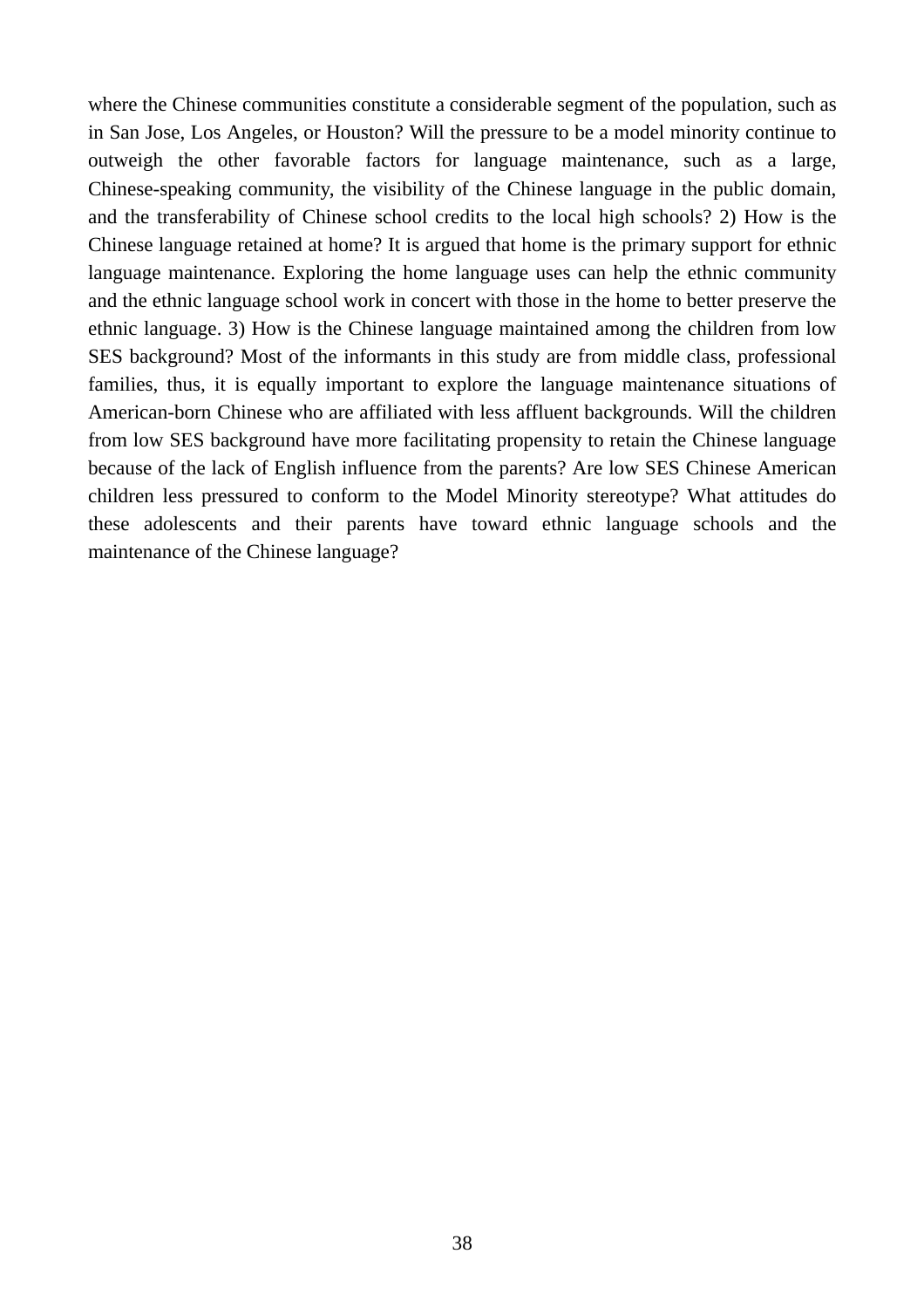where the Chinese communities constitute a considerable segment of the population, such as in San Jose, Los Angeles, or Houston? Will the pressure to be a model minority continue to outweigh the other favorable factors for language maintenance, such as a large, Chinese-speaking community, the visibility of the Chinese language in the public domain, and the transferability of Chinese school credits to the local high schools? 2) How is the Chinese language retained at home? It is argued that home is the primary support for ethnic language maintenance. Exploring the home language uses can help the ethnic community and the ethnic language school work in concert with those in the home to better preserve the ethnic language. 3) How is the Chinese language maintained among the children from low SES background? Most of the informants in this study are from middle class, professional families, thus, it is equally important to explore the language maintenance situations of American-born Chinese who are affiliated with less affluent backgrounds. Will the children from low SES background have more facilitating propensity to retain the Chinese language because of the lack of English influence from the parents? Are low SES Chinese American children less pressured to conform to the Model Minority stereotype? What attitudes do these adolescents and their parents have toward ethnic language schools and the maintenance of the Chinese language?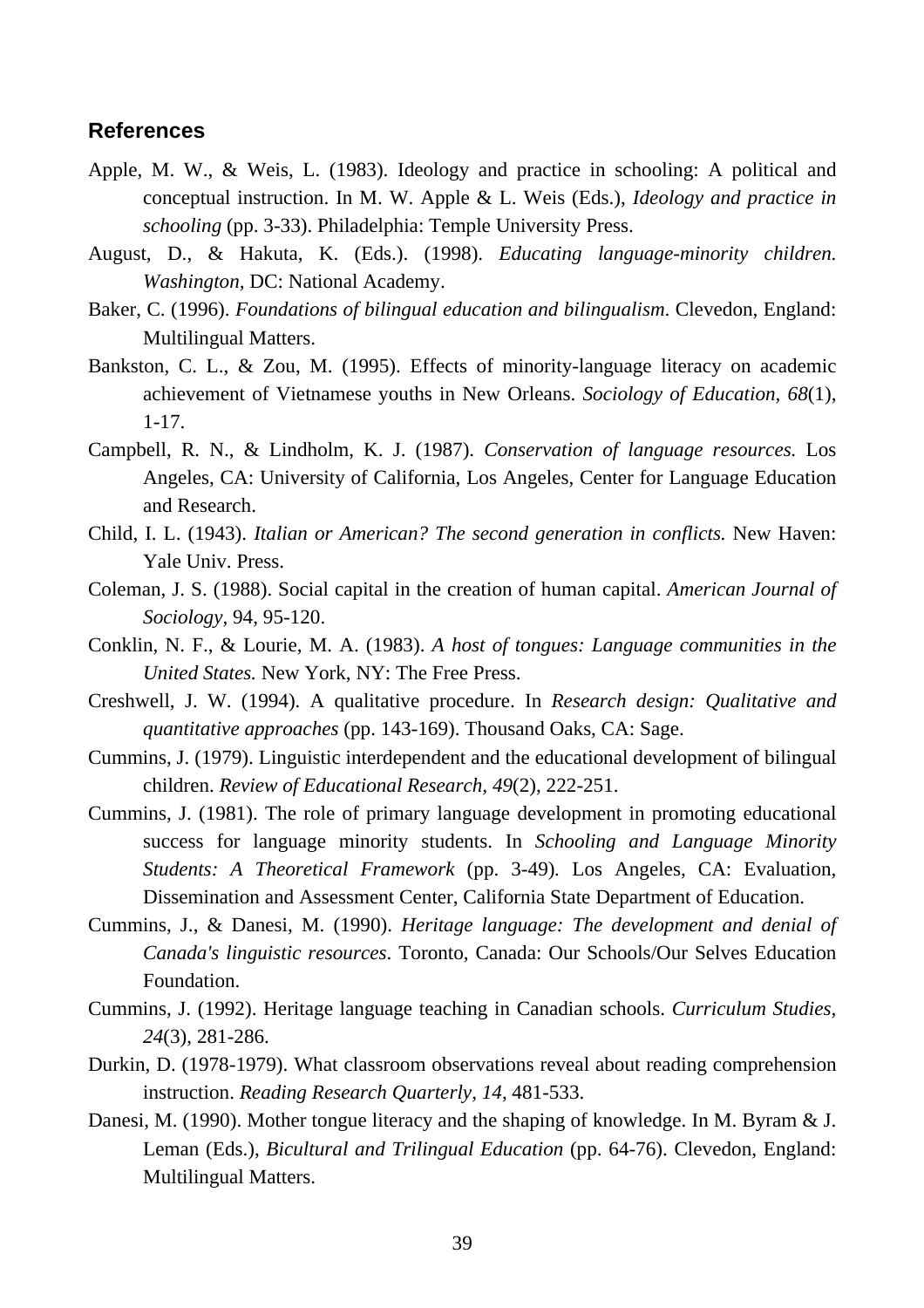## References

Apple, M. W., & Weis, L. (1983). Ideology and practice in schooling: A political and conceptual instruction. In M. W. Apple & L. Weis (Eds.), *Ideology and practice in schooling* (pp. 3-33). Philadelphia: Temple University Press.

August, D., & Hakuta, K. (Eds.). (1998). *Educating language-minority children. Washington*, DC: National Academy.

Baker, C. (1996). *Foundations of bilingual education and bilingualism*. Clevedon, England: Multilingual Matters.

Bankston, C. L., & Zou, M. (1995). Effects of minority-language literacy on academic achievement of Vietnamese youths in New Orleans. *Sociology of Education, 68*(1), 1-17.

Campbell, R. N., & Lindholm, K. J. (1987). *Conservation of language resources.* Los Angeles, CA: University of California, Los Angeles, Center for Language Education and Research.

Child, I. L. (1943). *Italian or American? The second generation in conflicts.* New Haven: Yale Univ. Press.

Coleman, J. S. (1988). Social capital in the creation of human capital. *American Journal of Sociology*, 94, 95-120.

Conklin, N. F., & Lourie, M. A. (1983). *A host of tongues: Language communities in the United States.* New York, NY: The Free Press.

Creshwell, J. W. (1994). A qualitative procedure. In *Research design: Qualitative and quantitative approaches* (pp. 143-169). Thousand Oaks, CA: Sage.

Cummins, J. (1979). Linguistic interdependent and the educational development of bilingual children. *Review of Educational Research, 49*(2), 222-251.

Cummins, J. (1981). The role of primary language development in promoting educational success for language minority students. In *Schooling and Language Minority Students: A Theoretical Framework* (pp. 3-49). Los Angeles, CA: Evaluation, Dissemination and Assessment Center, California State Department of Education.

Cummins, J., & Danesi, M. (1990). *Heritage language: The development and denial of Canada's linguistic resources*. Toronto, Canada: Our Schools/Our Selves Education Foundation.

Cummins, J. (1992). Heritage language teaching in Canadian schools. *Curriculum Studies, 24*(3), 281-286.

Durkin, D. (1978-1979). What classroom observations reveal about reading comprehension instruction. *Reading Research Quarterly, 14,* 481-533.

Danesi, M. (1990). Mother tongue literacy and the shaping of knowledge. In M. Byram & J. Leman (Eds.), *Bicultural and Trilingual Education* (pp. 64-76). Clevedon, England: Multilingual Matters.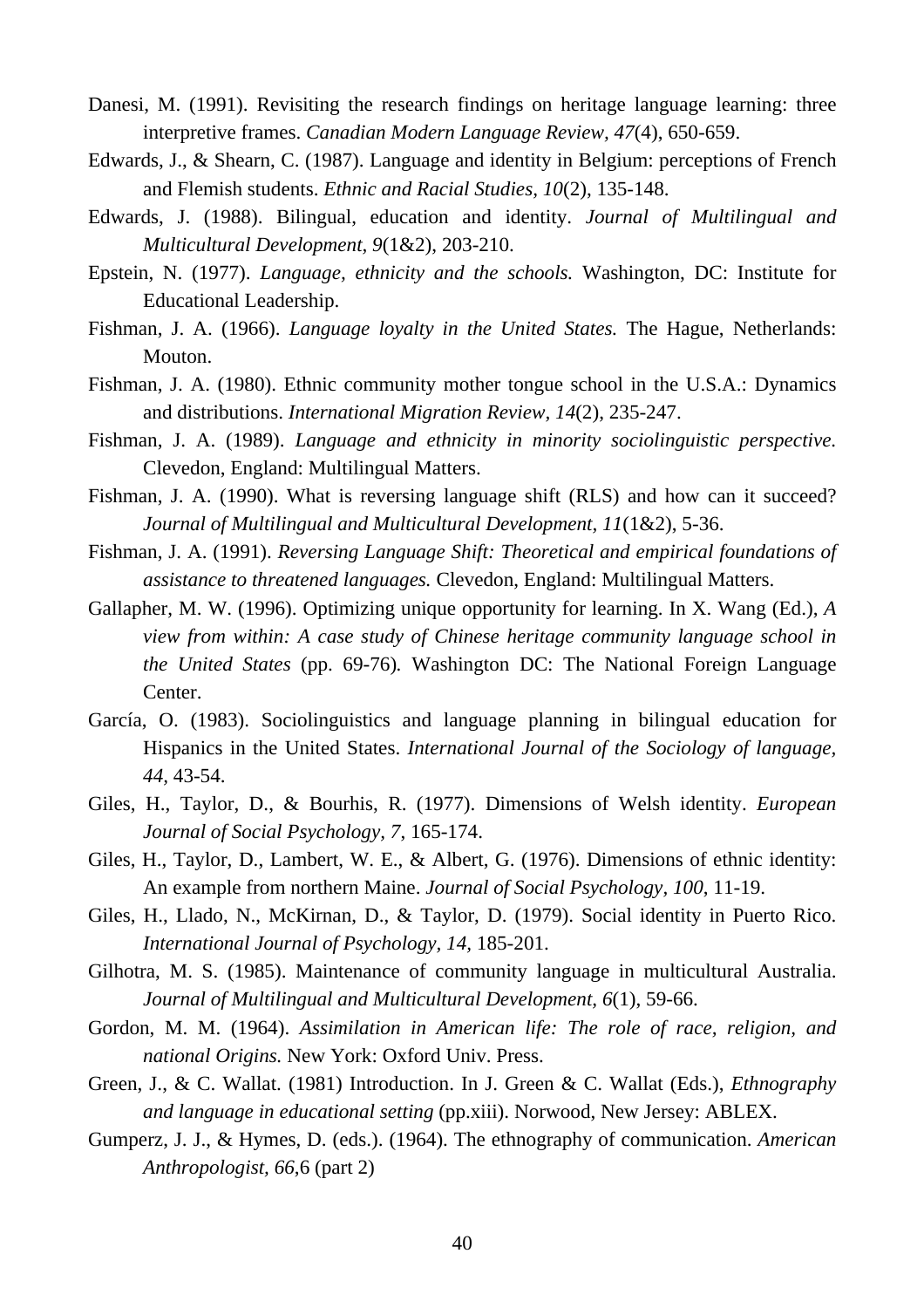Danesi, M. (1991). Revisiting the research findings on heritage language learning: three interpretive frames. *Canadian Modern Language Review, 47*(4), 650-659.

Edwards, J., & Shearn, C. (1987). Language and identity in Belgium: perceptions of French and Flemish students. *Ethnic and Racial Studies, 10*(2), 135-148.

Edwards, J. (1988). Bilingual, education and identity. *Journal of Multilingual and Multicultural Development, 9*(1&2), 203-210.

Epstein, N. (1977). *Language, ethnicity and the schools.* Washington, DC: Institute for Educational Leadership.

Fishman, J. A. (1966). *Language loyalty in the United States.* The Hague, Netherlands: Mouton.

Fishman, J. A. (1980). Ethnic community mother tongue school in the U.S.A.: Dynamics and distributions. *International Migration Review, 14*(2), 235-247.

Fishman, J. A. (1989). *Language and ethnicity in minority sociolinguistic perspective.* Clevedon, England: Multilingual Matters.

Fishman, J. A. (1990). What is reversing language shift (RLS) and how can it succeed? *Journal of Multilingual and Multicultural Development, 11*(1&2), 5-36.

Fishman, J. A. (1991). *Reversing Language Shift: Theoretical and empirical foundations of assistance to threatened languages.* Clevedon, England: Multilingual Matters.

Gallapher, M. W. (1996). Optimizing unique opportunity for learning. In X. Wang (Ed.), *A view from within: A case study of Chinese heritage community language school in the United States* (pp. 69-76)*.* Washington DC: The National Foreign Language Center.

García, O. (1983). Sociolinguistics and language planning in bilingual education for Hispanics in the United States. *International Journal of the Sociology of language, 44*, 43-54.

Giles, H., Taylor, D., & Bourhis, R. (1977). Dimensions of Welsh identity. *European Journal of Social Psychology, 7*, 165-174.

Giles, H., Taylor, D., Lambert, W. E., & Albert, G. (1976). Dimensions of ethnic identity: An example from northern Maine. *Journal of Social Psychology, 100*, 11-19.

Giles, H., Llado, N., McKirnan, D., & Taylor, D. (1979). Social identity in Puerto Rico. *International Journal of Psychology, 14,* 185-201.

Gilhotra, M. S. (1985). Maintenance of community language in multicultural Australia. *Journal of Multilingual and Multicultural Development, 6*(1), 59-66.

Gordon, M. M. (1964). *Assimilation in American life: The role of race, religion, and national Origins.* New York: Oxford Univ. Press.

Green, J., & C. Wallat. (1981) Introduction. In J. Green & C. Wallat (Eds.), *Ethnography and language in educational setting* (pp.xiii). Norwood, New Jersey: ABLEX.

Gumperz, J. J., & Hymes, D. (eds.). (1964). The ethnography of communication. *American Anthropologist, 66*,6 (part 2)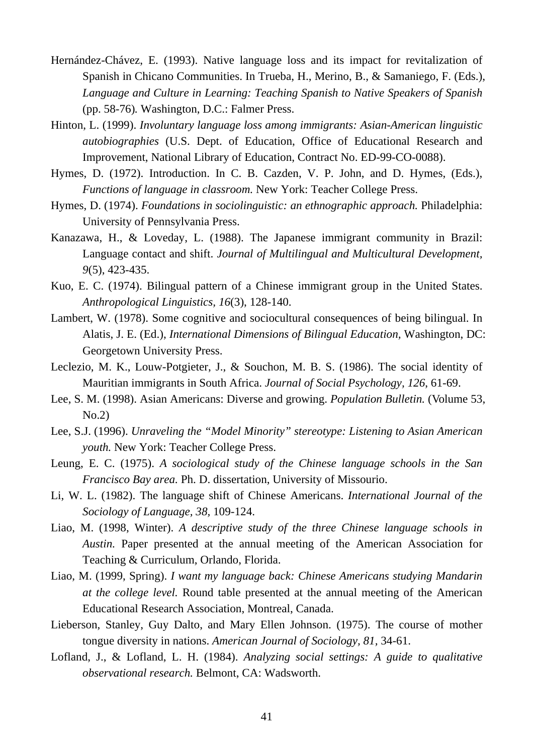Hernández-Chávez, E. (1993). Native language loss and its impact for revitalization of Spanish in Chicano Communities. In Trueba, H., Merino, B., & Samaniego, F. (Eds.), *Language and Culture in Learning: Teaching Spanish to Native Speakers of Spanish* (pp. 58-76)*.* Washington, D.C.: Falmer Press.

Hinton, L. (1999). *Involuntary language loss among immigrants: Asian-American linguistic autobiographies* (U.S. Dept. of Education, Office of Educational Research and Improvement, National Library of Education, Contract No. ED-99-CO-0088).

Hymes, D. (1972). Introduction. In C. B. Cazden, V. P. John, and D. Hymes, (Eds.), *Functions of language in classroom.* New York: Teacher College Press.

Hymes, D. (1974). *Foundations in sociolinguistic: an ethnographic approach.* Philadelphia: University of Pennsylvania Press.

Kanazawa, H., & Loveday, L. (1988). The Japanese immigrant community in Brazil: Language contact and shift. *Journal of Multilingual and Multicultural Development, 9*(5), 423-435.

Kuo, E. C. (1974). Bilingual pattern of a Chinese immigrant group in the United States. *Anthropological Linguistics, 16*(3), 128-140.

Lambert, W. (1978). Some cognitive and sociocultural consequences of being bilingual. In Alatis, J. E. (Ed.), *International Dimensions of Bilingual Education,* Washington, DC: Georgetown University Press.

Leclezio, M. K., Louw-Potgieter, J., & Souchon, M. B. S. (1986). The social identity of Mauritian immigrants in South Africa. *Journal of Social Psychology, 126*, 61-69.

Lee, S. M. (1998). Asian Americans: Diverse and growing. *Population Bulletin.* (Volume 53, No.2)

Lee, S.J. (1996). *Unraveling the "Model Minority" stereotype: Listening to Asian American youth.* New York: Teacher College Press.

Leung, E. C. (1975). *A sociological study of the Chinese language schools in the San Francisco Bay area.* Ph. D. dissertation, University of Missourio.

Li, W. L. (1982). The language shift of Chinese Americans. *International Journal of the Sociology of Language, 38*, 109-124.

Liao, M. (1998, Winter). *A descriptive study of the three Chinese language schools in Austin.* Paper presented at the annual meeting of the American Association for Teaching & Curriculum, Orlando, Florida.

Liao, M. (1999, Spring). *I want my language back: Chinese Americans studying Mandarin at the college level.* Round table presented at the annual meeting of the American Educational Research Association, Montreal, Canada.

Lieberson, Stanley, Guy Dalto, and Mary Ellen Johnson. (1975). The course of mother tongue diversity in nations. *American Journal of Sociology, 81,* 34-61.

Lofland, J., & Lofland, L. H. (1984). *Analyzing social settings: A guide to qualitative observational research.* Belmont, CA: Wadsworth.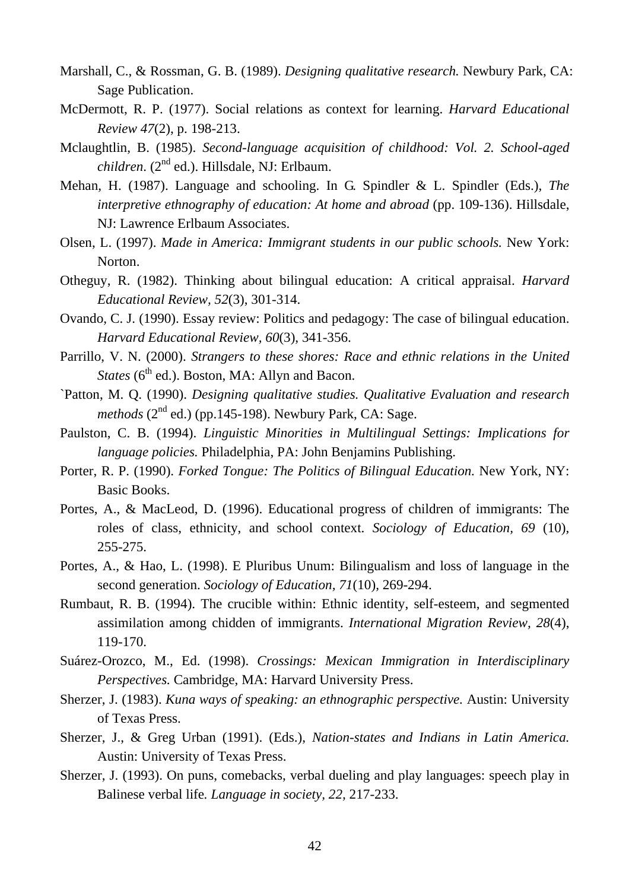Marshall, C., & Rossman, G. B. (1989). *Designing qualitative research.* Newbury Park, CA: Sage Publication.

McDermott, R. P. (1977). Social relations as context for learning. *Harvard Educational Review 47*(2), p. 198-213.

Mclaughtlin, B. (1985). *Second-language acquisition of childhood: Vol. 2. School-aged children*. (2nd ed.). Hillsdale, NJ: Erlbaum.

Mehan, H. (1987). Language and schooling. In G. Spindler & L. Spindler (Eds.), *The interpretive ethnography of education: At home and abroad* (pp. 109-136). Hillsdale, NJ: Lawrence Erlbaum Associates.

Olsen, L. (1997). *Made in America: Immigrant students in our public schools.* New York: Norton.

Otheguy, R. (1982). Thinking about bilingual education: A critical appraisal. *Harvard Educational Review, 52*(3), 301-314.

Ovando, C. J. (1990). Essay review: Politics and pedagogy: The case of bilingual education. *Harvard Educational Review, 60*(3), 341-356.

Parrillo, V. N. (2000). *Strangers to these shores: Race and ethnic relations in the United States* (6th ed.). Boston, MA: Allyn and Bacon.

`Patton, M. Q. (1990). *Designing qualitative studies. Qualitative Evaluation and research methods* (2nd ed.) (pp.145-198). Newbury Park, CA: Sage.

Paulston, C. B. (1994). *Linguistic Minorities in Multilingual Settings: Implications for language policies.* Philadelphia, PA: John Benjamins Publishing.

Porter, R. P. (1990). *Forked Tongue: The Politics of Bilingual Education.* New York, NY: Basic Books.

Portes, A., & MacLeod, D. (1996). Educational progress of children of immigrants: The roles of class, ethnicity, and school context. *Sociology of Education, 69* (10), 255-275.

Portes, A., & Hao, L. (1998). E Pluribus Unum: Bilingualism and loss of language in the second generation. *Sociology of Education, 71*(10), 269-294.

Rumbaut, R. B. (1994). The crucible within: Ethnic identity, self-esteem, and segmented assimilation among chidden of immigrants. *International Migration Review, 28*(4), 119-170.

Suárez-Orozco, M., Ed. (1998). *Crossings: Mexican Immigration in Interdisciplinary Perspectives.* Cambridge, MA: Harvard University Press.

Sherzer, J. (1983). *Kuna ways of speaking: an ethnographic perspective.* Austin: University of Texas Press.

Sherzer, J., & Greg Urban (1991). (Eds.), *Nation-states and Indians in Latin America.* Austin: University of Texas Press.

Sherzer, J. (1993). On puns, comebacks, verbal dueling and play languages: speech play in Balinese verbal life. *Language in society, 22,* 217-233.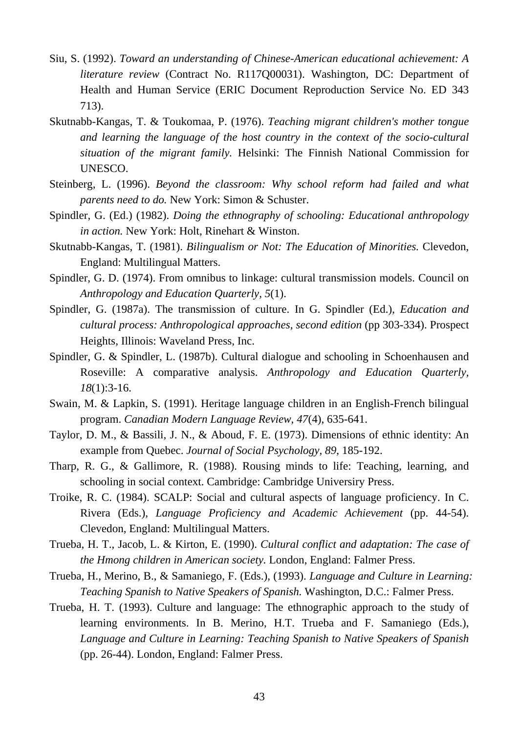Siu, S. (1992). *Toward an understanding of Chinese-American educational achievement: A literature review* (Contract No. R117Q00031). Washington, DC: Department of Health and Human Service (ERIC Document Reproduction Service No. ED 343 713).

Skutnabb-Kangas, T. & Toukomaa, P. (1976). *Teaching migrant children's mother tongue and learning the language of the host country in the context of the socio-cultural situation of the migrant family.* Helsinki: The Finnish National Commission for UNESCO.

Steinberg, L. (1996). *Beyond the classroom: Why school reform had failed and what parents need to do.* New York: Simon & Schuster.

Spindler, G. (Ed.) (1982). *Doing the ethnography of schooling: Educational anthropology in action.* New York: Holt, Rinehart & Winston.

Skutnabb-Kangas, T. (1981). *Bilingualism or Not: The Education of Minorities.* Clevedon, England: Multilingual Matters.

Spindler, G. D. (1974). From omnibus to linkage: cultural transmission models. Council on *Anthropology and Education Quarterly, 5*(1).

Spindler, G. (1987a). The transmission of culture. In G. Spindler (Ed.), *Education and cultural process: Anthropological approaches, second edition* (pp 303-334). Prospect Heights, Illinois: Waveland Press, Inc.

Spindler, G. & Spindler, L. (1987b). Cultural dialogue and schooling in Schoenhausen and Roseville: A comparative analysis. *Anthropology and Education Quarterly*, *18*(1):3-16.

Swain, M. & Lapkin, S. (1991). Heritage language children in an English-French bilingual program. *Canadian Modern Language Review, 47*(4), 635-641.

Taylor, D. M., & Bassili, J. N., & Aboud, F. E. (1973). Dimensions of ethnic identity: An example from Quebec. *Journal of Social Psychology, 89*, 185-192.

Tharp, R. G., & Gallimore, R. (1988). Rousing minds to life: Teaching, learning, and schooling in social context. Cambridge: Cambridge Universiry Press.

Troike, R. C. (1984). SCALP: Social and cultural aspects of language proficiency. In C. Rivera (Eds.), *Language Proficiency and Academic Achievement* (pp. 44-54). Clevedon, England: Multilingual Matters.

Trueba, H. T., Jacob, L. & Kirton, E. (1990). *Cultural conflict and adaptation: The case of the Hmong children in American society.* London, England: Falmer Press.

Trueba, H., Merino, B., & Samaniego, F. (Eds.), (1993). *Language and Culture in Learning: Teaching Spanish to Native Speakers of Spanish.* Washington, D.C.: Falmer Press.

Trueba, H. T. (1993). Culture and language: The ethnographic approach to the study of learning environments. In B. Merino, H.T. Trueba and F. Samaniego (Eds.), *Language and Culture in Learning: Teaching Spanish to Native Speakers of Spanish* (pp. 26-44). London, England: Falmer Press.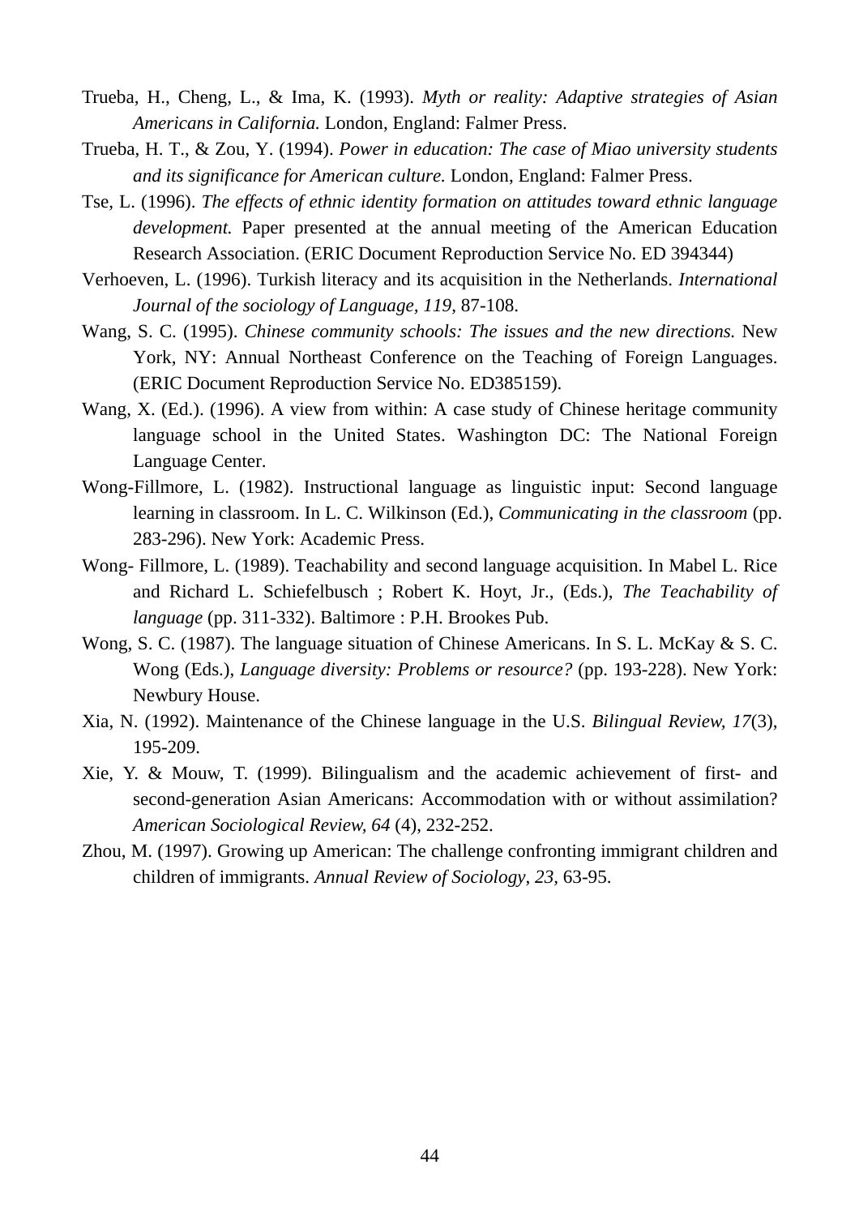Trueba, H., Cheng, L., & Ima, K. (1993). *Myth or reality: Adaptive strategies of Asian Americans in California.* London, England: Falmer Press.

Trueba, H. T., & Zou, Y. (1994). *Power in education: The case of Miao university students and its significance for American culture.* London, England: Falmer Press.

Tse, L. (1996). *The effects of ethnic identity formation on attitudes toward ethnic language development.* Paper presented at the annual meeting of the American Education Research Association. (ERIC Document Reproduction Service No. ED 394344)

Verhoeven, L. (1996). Turkish literacy and its acquisition in the Netherlands. *International Journal of the sociology of Language, 119,* 87-108.

Wang, S. C. (1995). *Chinese community schools: The issues and the new directions.* New York, NY: Annual Northeast Conference on the Teaching of Foreign Languages. (ERIC Document Reproduction Service No. ED385159).

Wang, X. (Ed.). (1996). A view from within: A case study of Chinese heritage community language school in the United States. Washington DC: The National Foreign Language Center.

Wong-Fillmore, L. (1982). Instructional language as linguistic input: Second language learning in classroom. In L. C. Wilkinson (Ed.), *Communicating in the classroom* (pp. 283-296). New York: Academic Press.

Wong- Fillmore, L. (1989). Teachability and second language acquisition. In Mabel L. Rice and Richard L. Schiefelbusch ; Robert K. Hoyt, Jr., (Eds.), *The Teachability of language* (pp. 311-332). Baltimore : P.H. Brookes Pub.

Wong, S. C. (1987). The language situation of Chinese Americans. In S. L. McKay & S. C. Wong (Eds.), *Language diversity: Problems or resource?* (pp. 193-228). New York: Newbury House.

Xia, N. (1992). Maintenance of the Chinese language in the U.S. *Bilingual Review, 17*(3), 195-209.

Xie, Y. & Mouw, T. (1999). Bilingualism and the academic achievement of first- and second-generation Asian Americans: Accommodation with or without assimilation? *American Sociological Review, 64* (4), 232-252.

Zhou, M. (1997). Growing up American: The challenge confronting immigrant children and children of immigrants. *Annual Review of Sociology, 23,* 63-95.